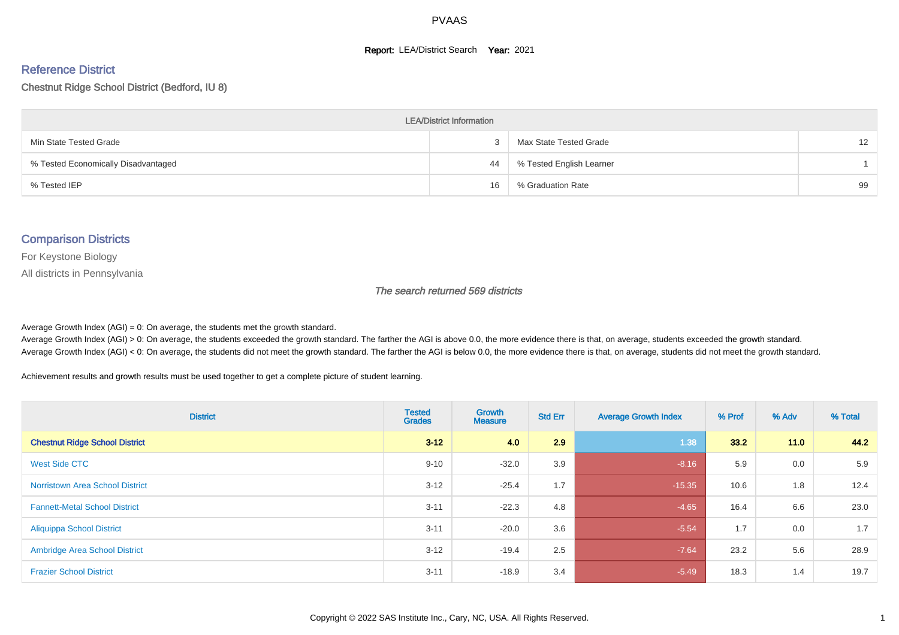# PVAAS

**Report:** LEA/District Search **Year:** 2021

## Reference District

Chestnut Ridge School District (Bedford, IU 8)

| LEA/District Information | | | |
|---|---|---|---|
| Min State Tested Grade | 3 | Max State Tested Grade | 12 |
| % Tested Economically Disadvantaged | 44 | % Tested English Learner | 1 |
| % Tested IEP | 16 | % Graduation Rate | 99 |

## Comparison Districts

For Keystone Biology

All districts in Pennsylvania

*The search returned 569 districts*

Average Growth Index (AGI) = 0: On average, the students met the growth standard.
Average Growth Index (AGI) > 0: On average, the students exceeded the growth standard. The farther the AGI is above 0.0, the more evidence there is that, on average, students exceeded the growth standard.
Average Growth Index (AGI) < 0: On average, the students did not meet the growth standard. The farther the AGI is below 0.0, the more evidence there is that, on average, students did not meet the growth standard.

Achievement results and growth results must be used together to get a complete picture of student learning.

| District | Tested Grades | Growth Measure | Std Err | Average Growth Index | % Prof | % Adv | % Total |
|---|---|---|---|---|---|---|---|
| **Chestnut Ridge School District** | **3-12** | **4.0** | **2.9** | 1.38 | **33.2** | **11.0** | **44.2** |
| West Side CTC | 9-10 | -32.0 | 3.9 | -8.16 | 5.9 | 0.0 | 5.9 |
| Norristown Area School District | 3-12 | -25.4 | 1.7 | -15.35 | 10.6 | 1.8 | 12.4 |
| Fannett-Metal School District | 3-11 | -22.3 | 4.8 | -4.65 | 16.4 | 6.6 | 23.0 |
| Aliquippa School District | 3-11 | -20.0 | 3.6 | -5.54 | 1.7 | 0.0 | 1.7 |
| Ambridge Area School District | 3-12 | -19.4 | 2.5 | -7.64 | 23.2 | 5.6 | 28.9 |
| Frazier School District | 3-11 | -18.9 | 3.4 | -5.49 | 18.3 | 1.4 | 19.7 |

Copyright © 2022 SAS Institute Inc., Cary, NC, USA. All Rights Reserved.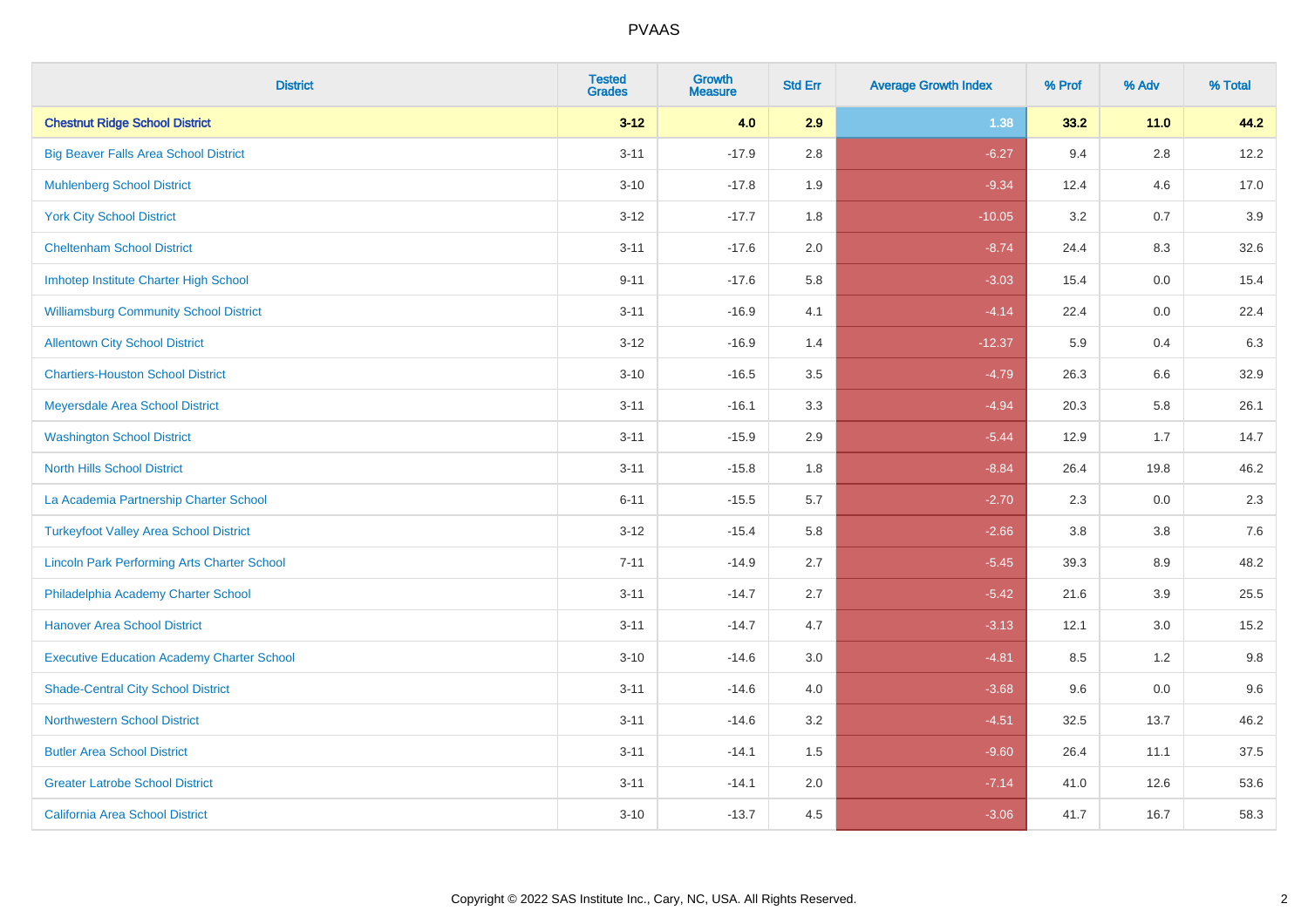# PVAAS

| District | Tested Grades | Growth Measure | Std Err | Average Growth Index | % Prof | % Adv | % Total |
|---|---|---|---|---|---|---|---|
| **Chestnut Ridge School District** | **3-12** | **4.0** | **2.9** | **1.38** | **33.2** | **11.0** | **44.2** |
| Big Beaver Falls Area School District | 3-11 | -17.9 | 2.8 | -6.27 | 9.4 | 2.8 | 12.2 |
| Muhlenberg School District | 3-10 | -17.8 | 1.9 | -9.34 | 12.4 | 4.6 | 17.0 |
| York City School District | 3-12 | -17.7 | 1.8 | -10.05 | 3.2 | 0.7 | 3.9 |
| Cheltenham School District | 3-11 | -17.6 | 2.0 | -8.74 | 24.4 | 8.3 | 32.6 |
| Imhotep Institute Charter High School | 9-11 | -17.6 | 5.8 | -3.03 | 15.4 | 0.0 | 15.4 |
| Williamsburg Community School District | 3-11 | -16.9 | 4.1 | -4.14 | 22.4 | 0.0 | 22.4 |
| Allentown City School District | 3-12 | -16.9 | 1.4 | -12.37 | 5.9 | 0.4 | 6.3 |
| Chartiers-Houston School District | 3-10 | -16.5 | 3.5 | -4.79 | 26.3 | 6.6 | 32.9 |
| Meyersdale Area School District | 3-11 | -16.1 | 3.3 | -4.94 | 20.3 | 5.8 | 26.1 |
| Washington School District | 3-11 | -15.9 | 2.9 | -5.44 | 12.9 | 1.7 | 14.7 |
| North Hills School District | 3-11 | -15.8 | 1.8 | -8.84 | 26.4 | 19.8 | 46.2 |
| La Academia Partnership Charter School | 6-11 | -15.5 | 5.7 | -2.70 | 2.3 | 0.0 | 2.3 |
| Turkeyfoot Valley Area School District | 3-12 | -15.4 | 5.8 | -2.66 | 3.8 | 3.8 | 7.6 |
| Lincoln Park Performing Arts Charter School | 7-11 | -14.9 | 2.7 | -5.45 | 39.3 | 8.9 | 48.2 |
| Philadelphia Academy Charter School | 3-11 | -14.7 | 2.7 | -5.42 | 21.6 | 3.9 | 25.5 |
| Hanover Area School District | 3-11 | -14.7 | 4.7 | -3.13 | 12.1 | 3.0 | 15.2 |
| Executive Education Academy Charter School | 3-10 | -14.6 | 3.0 | -4.81 | 8.5 | 1.2 | 9.8 |
| Shade-Central City School District | 3-11 | -14.6 | 4.0 | -3.68 | 9.6 | 0.0 | 9.6 |
| Northwestern School District | 3-11 | -14.6 | 3.2 | -4.51 | 32.5 | 13.7 | 46.2 |
| Butler Area School District | 3-11 | -14.1 | 1.5 | -9.60 | 26.4 | 11.1 | 37.5 |
| Greater Latrobe School District | 3-11 | -14.1 | 2.0 | -7.14 | 41.0 | 12.6 | 53.6 |
| California Area School District | 3-10 | -13.7 | 4.5 | -3.06 | 41.7 | 16.7 | 58.3 |

Copyright © 2022 SAS Institute Inc., Cary, NC, USA. All Rights Reserved.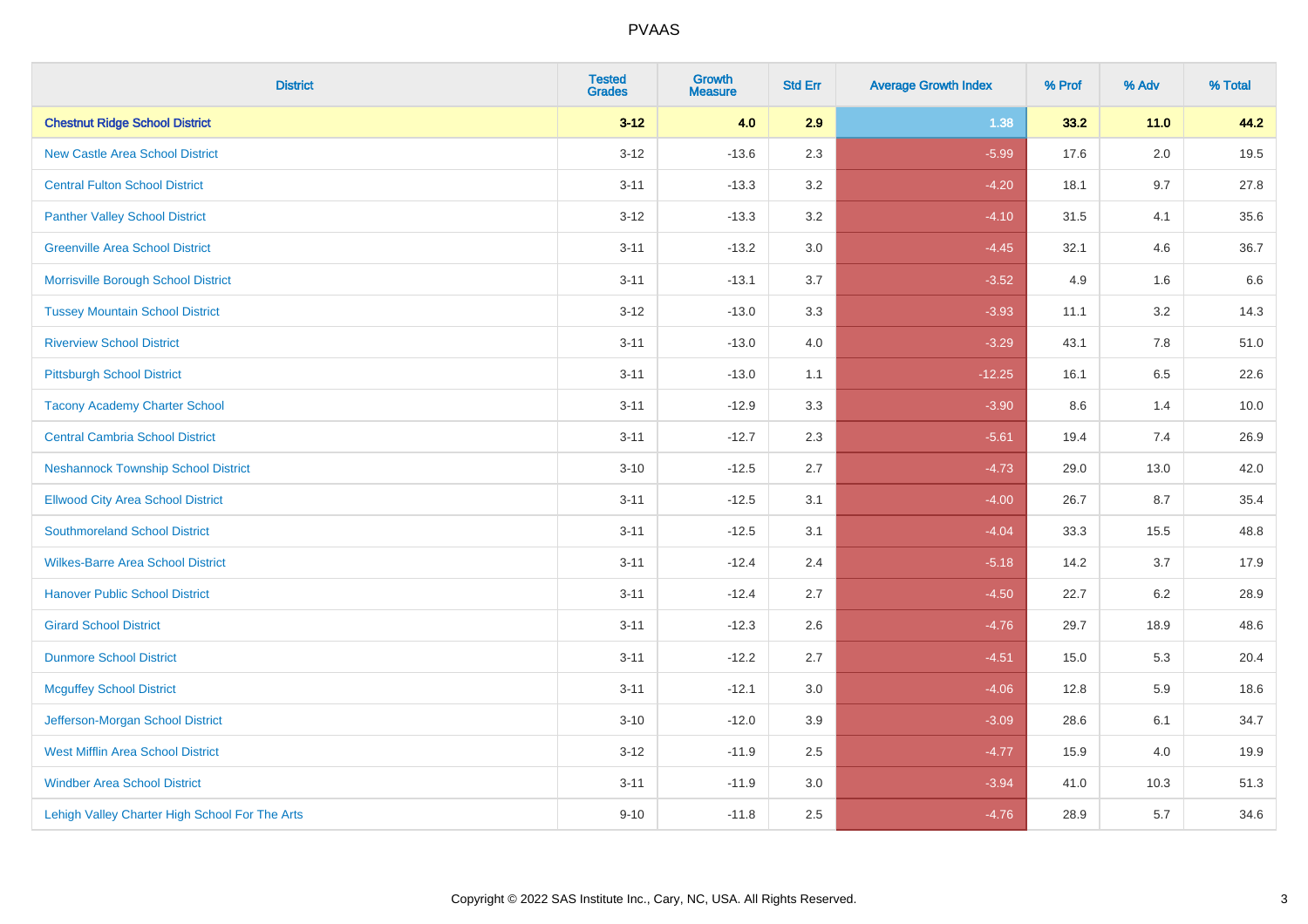PVAAS

| District | Tested Grades | Growth Measure | Std Err | Average Growth Index | % Prof | % Adv | % Total |
|---|---|---|---|---|---|---|---|
| **Chestnut Ridge School District** | **3-12** | **4.0** | **2.9** | **1.38** | **33.2** | **11.0** | **44.2** |
| New Castle Area School District | 3-12 | -13.6 | 2.3 | -5.99 | 17.6 | 2.0 | 19.5 |
| Central Fulton School District | 3-11 | -13.3 | 3.2 | -4.20 | 18.1 | 9.7 | 27.8 |
| Panther Valley School District | 3-12 | -13.3 | 3.2 | -4.10 | 31.5 | 4.1 | 35.6 |
| Greenville Area School District | 3-11 | -13.2 | 3.0 | -4.45 | 32.1 | 4.6 | 36.7 |
| Morrisville Borough School District | 3-11 | -13.1 | 3.7 | -3.52 | 4.9 | 1.6 | 6.6 |
| Tussey Mountain School District | 3-12 | -13.0 | 3.3 | -3.93 | 11.1 | 3.2 | 14.3 |
| Riverview School District | 3-11 | -13.0 | 4.0 | -3.29 | 43.1 | 7.8 | 51.0 |
| Pittsburgh School District | 3-11 | -13.0 | 1.1 | -12.25 | 16.1 | 6.5 | 22.6 |
| Tacony Academy Charter School | 3-11 | -12.9 | 3.3 | -3.90 | 8.6 | 1.4 | 10.0 |
| Central Cambria School District | 3-11 | -12.7 | 2.3 | -5.61 | 19.4 | 7.4 | 26.9 |
| Neshannock Township School District | 3-10 | -12.5 | 2.7 | -4.73 | 29.0 | 13.0 | 42.0 |
| Ellwood City Area School District | 3-11 | -12.5 | 3.1 | -4.00 | 26.7 | 8.7 | 35.4 |
| Southmoreland School District | 3-11 | -12.5 | 3.1 | -4.04 | 33.3 | 15.5 | 48.8 |
| Wilkes-Barre Area School District | 3-11 | -12.4 | 2.4 | -5.18 | 14.2 | 3.7 | 17.9 |
| Hanover Public School District | 3-11 | -12.4 | 2.7 | -4.50 | 22.7 | 6.2 | 28.9 |
| Girard School District | 3-11 | -12.3 | 2.6 | -4.76 | 29.7 | 18.9 | 48.6 |
| Dunmore School District | 3-11 | -12.2 | 2.7 | -4.51 | 15.0 | 5.3 | 20.4 |
| Mcguffey School District | 3-11 | -12.1 | 3.0 | -4.06 | 12.8 | 5.9 | 18.6 |
| Jefferson-Morgan School District | 3-10 | -12.0 | 3.9 | -3.09 | 28.6 | 6.1 | 34.7 |
| West Mifflin Area School District | 3-12 | -11.9 | 2.5 | -4.77 | 15.9 | 4.0 | 19.9 |
| Windber Area School District | 3-11 | -11.9 | 3.0 | -3.94 | 41.0 | 10.3 | 51.3 |
| Lehigh Valley Charter High School For The Arts | 9-10 | -11.8 | 2.5 | -4.76 | 28.9 | 5.7 | 34.6 |

Copyright © 2022 SAS Institute Inc., Cary, NC, USA. All Rights Reserved.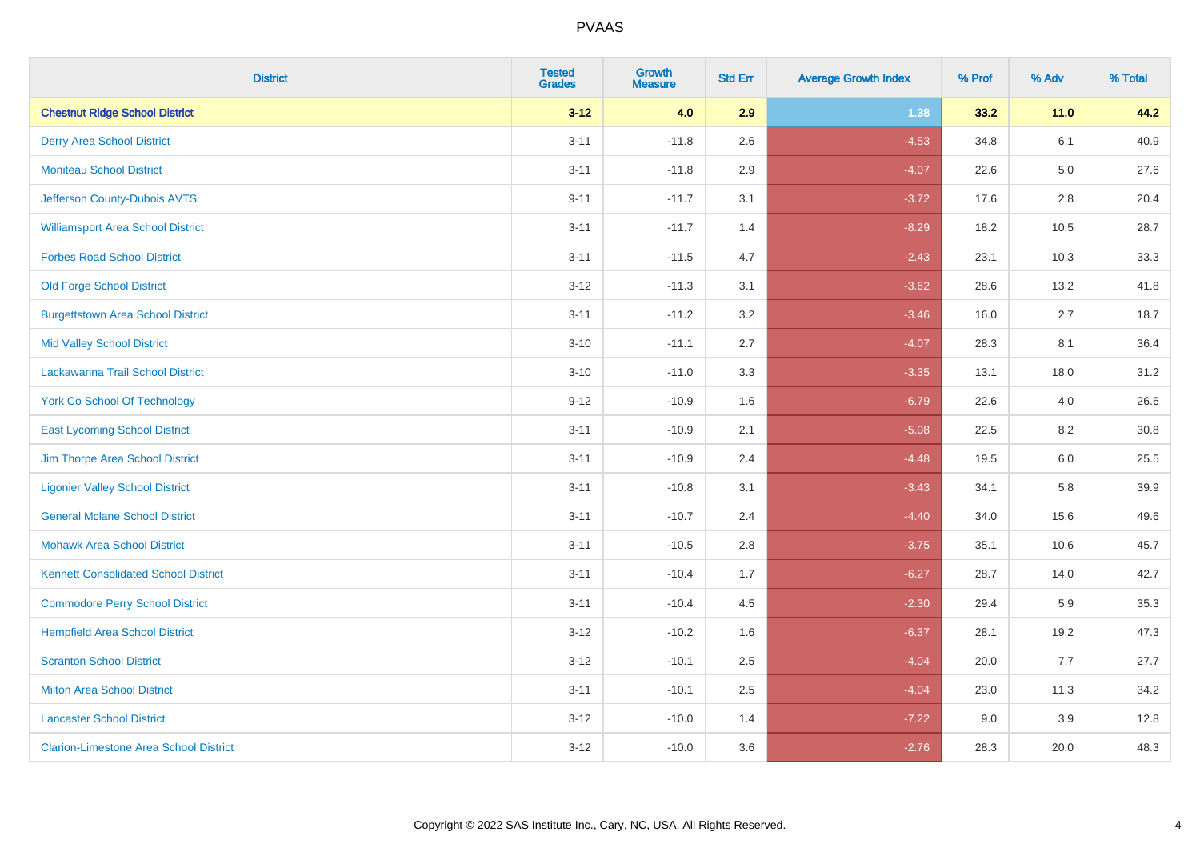# PVAAS

| District | Tested Grades | Growth Measure | Std Err | Average Growth Index | % Prof | % Adv | % Total |
|---|---|---|---|---|---|---|---|
| **Chestnut Ridge School District** | **3-12** | **4.0** | **2.9** | **1.38** | **33.2** | **11.0** | **44.2** |
| Derry Area School District | 3-11 | -11.8 | 2.6 | -4.53 | 34.8 | 6.1 | 40.9 |
| Moniteau School District | 3-11 | -11.8 | 2.9 | -4.07 | 22.6 | 5.0 | 27.6 |
| Jefferson County-Dubois AVTS | 9-11 | -11.7 | 3.1 | -3.72 | 17.6 | 2.8 | 20.4 |
| Williamsport Area School District | 3-11 | -11.7 | 1.4 | -8.29 | 18.2 | 10.5 | 28.7 |
| Forbes Road School District | 3-11 | -11.5 | 4.7 | -2.43 | 23.1 | 10.3 | 33.3 |
| Old Forge School District | 3-12 | -11.3 | 3.1 | -3.62 | 28.6 | 13.2 | 41.8 |
| Burgettstown Area School District | 3-11 | -11.2 | 3.2 | -3.46 | 16.0 | 2.7 | 18.7 |
| Mid Valley School District | 3-10 | -11.1 | 2.7 | -4.07 | 28.3 | 8.1 | 36.4 |
| Lackawanna Trail School District | 3-10 | -11.0 | 3.3 | -3.35 | 13.1 | 18.0 | 31.2 |
| York Co School Of Technology | 9-12 | -10.9 | 1.6 | -6.79 | 22.6 | 4.0 | 26.6 |
| East Lycoming School District | 3-11 | -10.9 | 2.1 | -5.08 | 22.5 | 8.2 | 30.8 |
| Jim Thorpe Area School District | 3-11 | -10.9 | 2.4 | -4.48 | 19.5 | 6.0 | 25.5 |
| Ligonier Valley School District | 3-11 | -10.8 | 3.1 | -3.43 | 34.1 | 5.8 | 39.9 |
| General Mclane School District | 3-11 | -10.7 | 2.4 | -4.40 | 34.0 | 15.6 | 49.6 |
| Mohawk Area School District | 3-11 | -10.5 | 2.8 | -3.75 | 35.1 | 10.6 | 45.7 |
| Kennett Consolidated School District | 3-11 | -10.4 | 1.7 | -6.27 | 28.7 | 14.0 | 42.7 |
| Commodore Perry School District | 3-11 | -10.4 | 4.5 | -2.30 | 29.4 | 5.9 | 35.3 |
| Hempfield Area School District | 3-12 | -10.2 | 1.6 | -6.37 | 28.1 | 19.2 | 47.3 |
| Scranton School District | 3-12 | -10.1 | 2.5 | -4.04 | 20.0 | 7.7 | 27.7 |
| Milton Area School District | 3-11 | -10.1 | 2.5 | -4.04 | 23.0 | 11.3 | 34.2 |
| Lancaster School District | 3-12 | -10.0 | 1.4 | -7.22 | 9.0 | 3.9 | 12.8 |
| Clarion-Limestone Area School District | 3-12 | -10.0 | 3.6 | -2.76 | 28.3 | 20.0 | 48.3 |

Copyright © 2022 SAS Institute Inc., Cary, NC, USA. All Rights Reserved.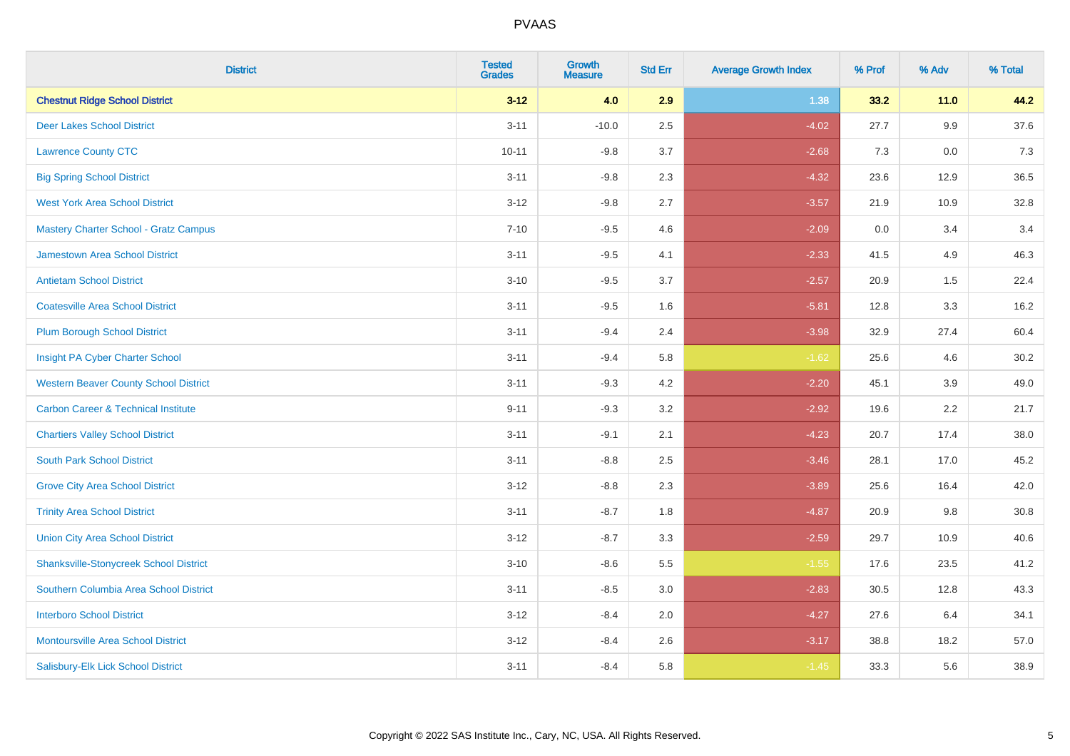PVAAS

| District | Tested Grades | Growth Measure | Std Err | Average Growth Index | % Prof | % Adv | % Total |
|---|---|---|---|---|---|---|---|
| **Chestnut Ridge School District** | **3-12** | **4.0** | **2.9** | **1.38** | **33.2** | **11.0** | **44.2** |
| Deer Lakes School District | 3-11 | -10.0 | 2.5 | -4.02 | 27.7 | 9.9 | 37.6 |
| Lawrence County CTC | 10-11 | -9.8 | 3.7 | -2.68 | 7.3 | 0.0 | 7.3 |
| Big Spring School District | 3-11 | -9.8 | 2.3 | -4.32 | 23.6 | 12.9 | 36.5 |
| West York Area School District | 3-12 | -9.8 | 2.7 | -3.57 | 21.9 | 10.9 | 32.8 |
| Mastery Charter School - Gratz Campus | 7-10 | -9.5 | 4.6 | -2.09 | 0.0 | 3.4 | 3.4 |
| Jamestown Area School District | 3-11 | -9.5 | 4.1 | -2.33 | 41.5 | 4.9 | 46.3 |
| Antietam School District | 3-10 | -9.5 | 3.7 | -2.57 | 20.9 | 1.5 | 22.4 |
| Coatesville Area School District | 3-11 | -9.5 | 1.6 | -5.81 | 12.8 | 3.3 | 16.2 |
| Plum Borough School District | 3-11 | -9.4 | 2.4 | -3.98 | 32.9 | 27.4 | 60.4 |
| Insight PA Cyber Charter School | 3-11 | -9.4 | 5.8 | -1.62 | 25.6 | 4.6 | 30.2 |
| Western Beaver County School District | 3-11 | -9.3 | 4.2 | -2.20 | 45.1 | 3.9 | 49.0 |
| Carbon Career & Technical Institute | 9-11 | -9.3 | 3.2 | -2.92 | 19.6 | 2.2 | 21.7 |
| Chartiers Valley School District | 3-11 | -9.1 | 2.1 | -4.23 | 20.7 | 17.4 | 38.0 |
| South Park School District | 3-11 | -8.8 | 2.5 | -3.46 | 28.1 | 17.0 | 45.2 |
| Grove City Area School District | 3-12 | -8.8 | 2.3 | -3.89 | 25.6 | 16.4 | 42.0 |
| Trinity Area School District | 3-11 | -8.7 | 1.8 | -4.87 | 20.9 | 9.8 | 30.8 |
| Union City Area School District | 3-12 | -8.7 | 3.3 | -2.59 | 29.7 | 10.9 | 40.6 |
| Shanksville-Stonycreek School District | 3-10 | -8.6 | 5.5 | -1.55 | 17.6 | 23.5 | 41.2 |
| Southern Columbia Area School District | 3-11 | -8.5 | 3.0 | -2.83 | 30.5 | 12.8 | 43.3 |
| Interboro School District | 3-12 | -8.4 | 2.0 | -4.27 | 27.6 | 6.4 | 34.1 |
| Montoursville Area School District | 3-12 | -8.4 | 2.6 | -3.17 | 38.8 | 18.2 | 57.0 |
| Salisbury-Elk Lick School District | 3-11 | -8.4 | 5.8 | -1.45 | 33.3 | 5.6 | 38.9 |

Copyright © 2022 SAS Institute Inc., Cary, NC, USA. All Rights Reserved.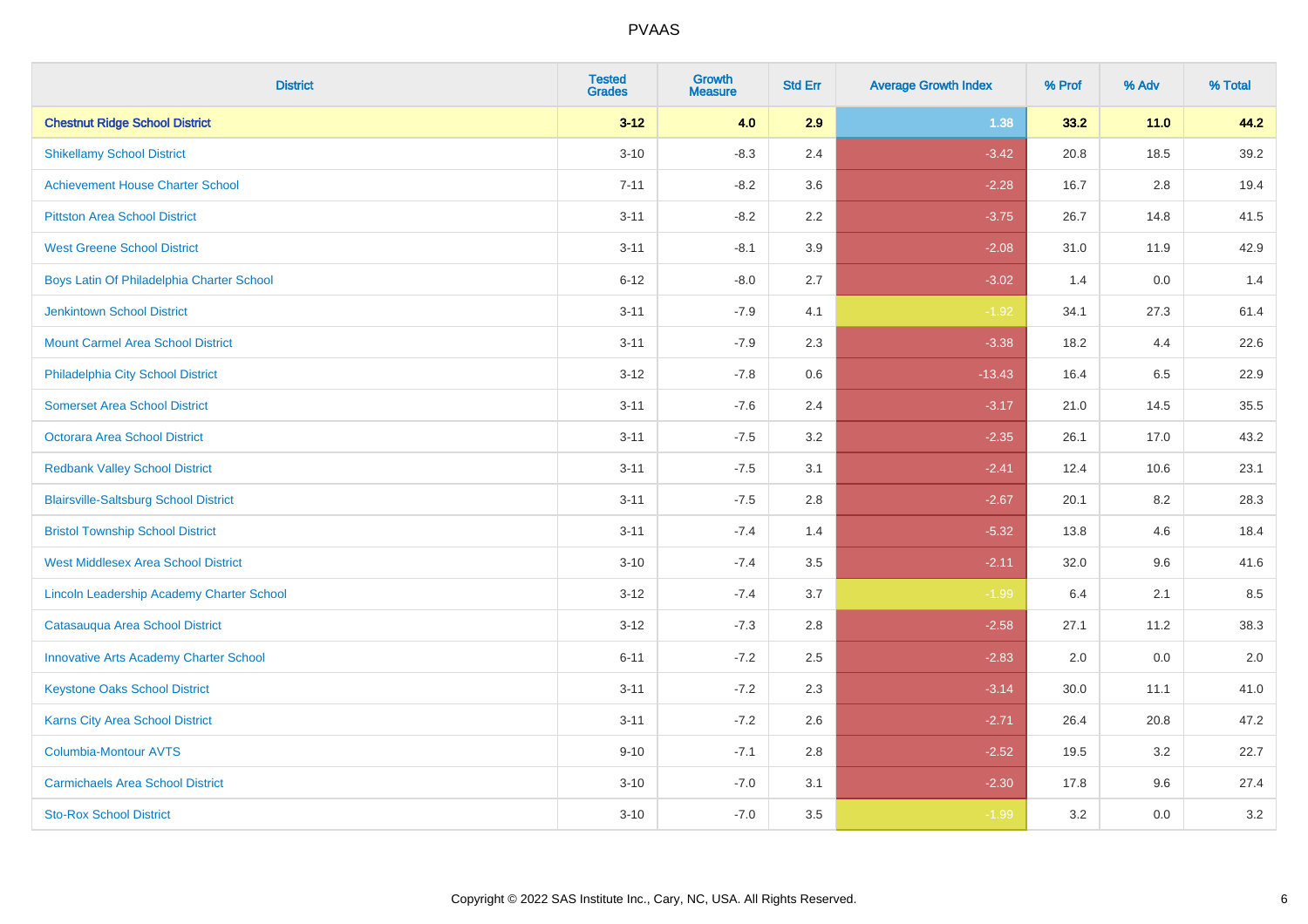| District | Tested Grades | Growth Measure | Std Err | Average Growth Index | % Prof | % Adv | % Total |
|---|---|---|---|---|---|---|---|
| **Chestnut Ridge School District** | **3-12** | **4.0** | **2.9** | **1.38** | **33.2** | **11.0** | **44.2** |
| Shikellamy School District | 3-10 | -8.3 | 2.4 | -3.42 | 20.8 | 18.5 | 39.2 |
| Achievement House Charter School | 7-11 | -8.2 | 3.6 | -2.28 | 16.7 | 2.8 | 19.4 |
| Pittston Area School District | 3-11 | -8.2 | 2.2 | -3.75 | 26.7 | 14.8 | 41.5 |
| West Greene School District | 3-11 | -8.1 | 3.9 | -2.08 | 31.0 | 11.9 | 42.9 |
| Boys Latin Of Philadelphia Charter School | 6-12 | -8.0 | 2.7 | -3.02 | 1.4 | 0.0 | 1.4 |
| Jenkintown School District | 3-11 | -7.9 | 4.1 | -1.92 | 34.1 | 27.3 | 61.4 |
| Mount Carmel Area School District | 3-11 | -7.9 | 2.3 | -3.38 | 18.2 | 4.4 | 22.6 |
| Philadelphia City School District | 3-12 | -7.8 | 0.6 | -13.43 | 16.4 | 6.5 | 22.9 |
| Somerset Area School District | 3-11 | -7.6 | 2.4 | -3.17 | 21.0 | 14.5 | 35.5 |
| Octorara Area School District | 3-11 | -7.5 | 3.2 | -2.35 | 26.1 | 17.0 | 43.2 |
| Redbank Valley School District | 3-11 | -7.5 | 3.1 | -2.41 | 12.4 | 10.6 | 23.1 |
| Blairsville-Saltsburg School District | 3-11 | -7.5 | 2.8 | -2.67 | 20.1 | 8.2 | 28.3 |
| Bristol Township School District | 3-11 | -7.4 | 1.4 | -5.32 | 13.8 | 4.6 | 18.4 |
| West Middlesex Area School District | 3-10 | -7.4 | 3.5 | -2.11 | 32.0 | 9.6 | 41.6 |
| Lincoln Leadership Academy Charter School | 3-12 | -7.4 | 3.7 | -1.99 | 6.4 | 2.1 | 8.5 |
| Catasauqua Area School District | 3-12 | -7.3 | 2.8 | -2.58 | 27.1 | 11.2 | 38.3 |
| Innovative Arts Academy Charter School | 6-11 | -7.2 | 2.5 | -2.83 | 2.0 | 0.0 | 2.0 |
| Keystone Oaks School District | 3-11 | -7.2 | 2.3 | -3.14 | 30.0 | 11.1 | 41.0 |
| Karns City Area School District | 3-11 | -7.2 | 2.6 | -2.71 | 26.4 | 20.8 | 47.2 |
| Columbia-Montour AVTS | 9-10 | -7.1 | 2.8 | -2.52 | 19.5 | 3.2 | 22.7 |
| Carmichaels Area School District | 3-10 | -7.0 | 3.1 | -2.30 | 17.8 | 9.6 | 27.4 |
| Sto-Rox School District | 3-10 | -7.0 | 3.5 | -1.99 | 3.2 | 0.0 | 3.2 |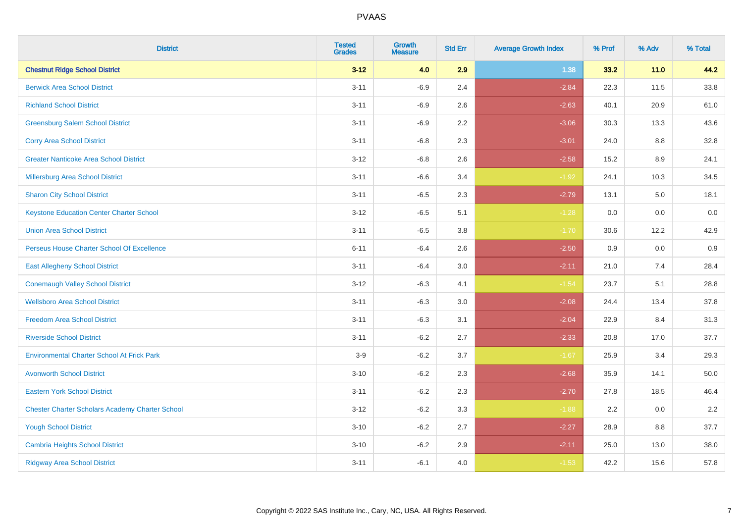# PVAAS

| District | Tested Grades | Growth Measure | Std Err | Average Growth Index | % Prof | % Adv | % Total |
|---|---|---|---|---|---|---|---|
| **Chestnut Ridge School District** | **3-12** | **4.0** | **2.9** | **1.38** | **33.2** | **11.0** | **44.2** |
| Berwick Area School District | 3-11 | -6.9 | 2.4 | -2.84 | 22.3 | 11.5 | 33.8 |
| Richland School District | 3-11 | -6.9 | 2.6 | -2.63 | 40.1 | 20.9 | 61.0 |
| Greensburg Salem School District | 3-11 | -6.9 | 2.2 | -3.06 | 30.3 | 13.3 | 43.6 |
| Corry Area School District | 3-11 | -6.8 | 2.3 | -3.01 | 24.0 | 8.8 | 32.8 |
| Greater Nanticoke Area School District | 3-12 | -6.8 | 2.6 | -2.58 | 15.2 | 8.9 | 24.1 |
| Millersburg Area School District | 3-11 | -6.6 | 3.4 | -1.92 | 24.1 | 10.3 | 34.5 |
| Sharon City School District | 3-11 | -6.5 | 2.3 | -2.79 | 13.1 | 5.0 | 18.1 |
| Keystone Education Center Charter School | 3-12 | -6.5 | 5.1 | -1.28 | 0.0 | 0.0 | 0.0 |
| Union Area School District | 3-11 | -6.5 | 3.8 | -1.70 | 30.6 | 12.2 | 42.9 |
| Perseus House Charter School Of Excellence | 6-11 | -6.4 | 2.6 | -2.50 | 0.9 | 0.0 | 0.9 |
| East Allegheny School District | 3-11 | -6.4 | 3.0 | -2.11 | 21.0 | 7.4 | 28.4 |
| Conemaugh Valley School District | 3-12 | -6.3 | 4.1 | -1.54 | 23.7 | 5.1 | 28.8 |
| Wellsboro Area School District | 3-11 | -6.3 | 3.0 | -2.08 | 24.4 | 13.4 | 37.8 |
| Freedom Area School District | 3-11 | -6.3 | 3.1 | -2.04 | 22.9 | 8.4 | 31.3 |
| Riverside School District | 3-11 | -6.2 | 2.7 | -2.33 | 20.8 | 17.0 | 37.7 |
| Environmental Charter School At Frick Park | 3-9 | -6.2 | 3.7 | -1.67 | 25.9 | 3.4 | 29.3 |
| Avonworth School District | 3-10 | -6.2 | 2.3 | -2.68 | 35.9 | 14.1 | 50.0 |
| Eastern York School District | 3-11 | -6.2 | 2.3 | -2.70 | 27.8 | 18.5 | 46.4 |
| Chester Charter Scholars Academy Charter School | 3-12 | -6.2 | 3.3 | -1.88 | 2.2 | 0.0 | 2.2 |
| Yough School District | 3-10 | -6.2 | 2.7 | -2.27 | 28.9 | 8.8 | 37.7 |
| Cambria Heights School District | 3-10 | -6.2 | 2.9 | -2.11 | 25.0 | 13.0 | 38.0 |
| Ridgway Area School District | 3-11 | -6.1 | 4.0 | -1.53 | 42.2 | 15.6 | 57.8 |

Copyright © 2022 SAS Institute Inc., Cary, NC, USA. All Rights Reserved.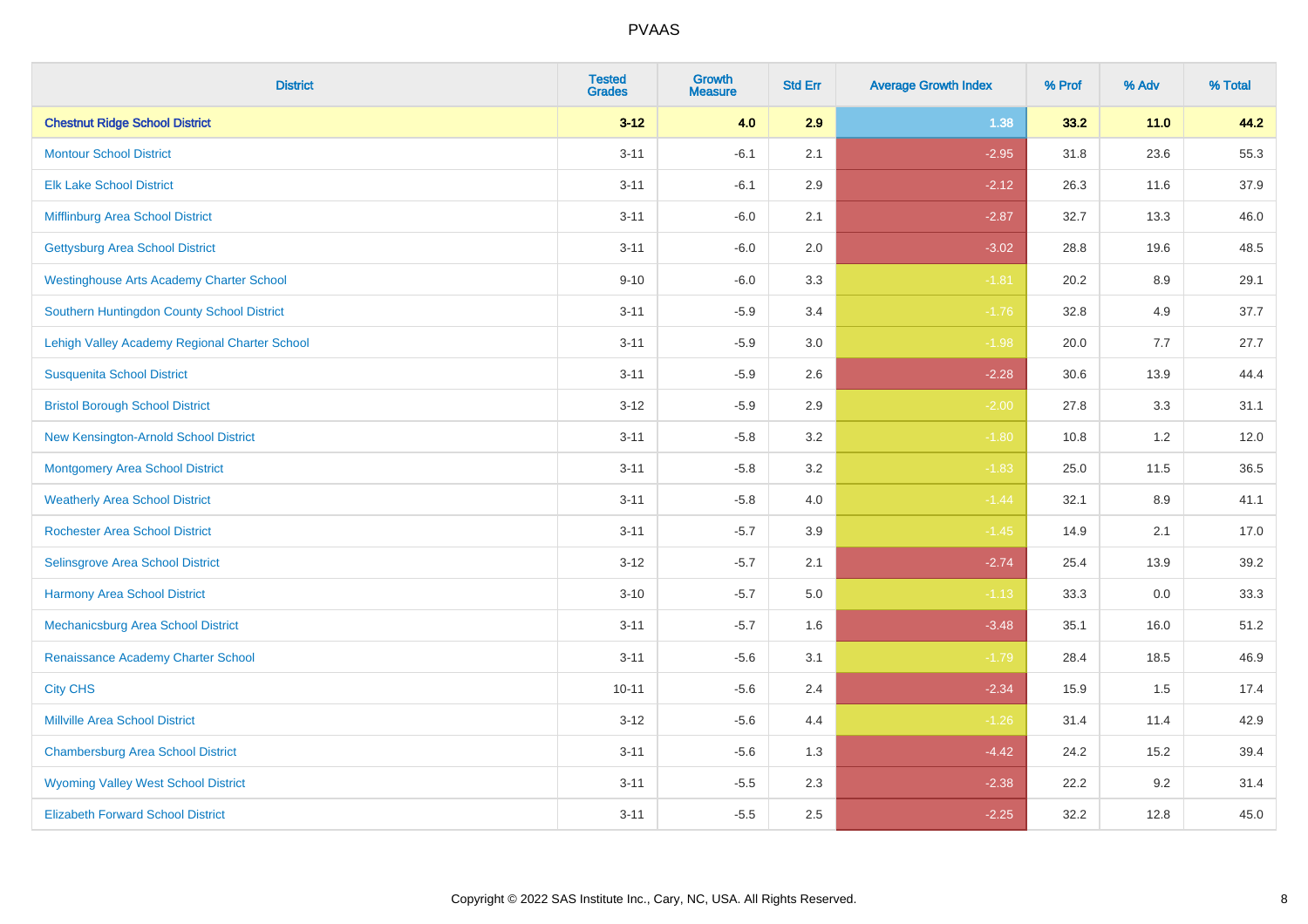| District | Tested Grades | Growth Measure | Std Err | Average Growth Index | % Prof | % Adv | % Total |
|---|---|---|---|---|---|---|---|
| **Chestnut Ridge School District** | **3-12** | **4.0** | **2.9** | **1.38** | **33.2** | **11.0** | **44.2** |
| Montour School District | 3-11 | -6.1 | 2.1 | -2.95 | 31.8 | 23.6 | 55.3 |
| Elk Lake School District | 3-11 | -6.1 | 2.9 | -2.12 | 26.3 | 11.6 | 37.9 |
| Mifflinburg Area School District | 3-11 | -6.0 | 2.1 | -2.87 | 32.7 | 13.3 | 46.0 |
| Gettysburg Area School District | 3-11 | -6.0 | 2.0 | -3.02 | 28.8 | 19.6 | 48.5 |
| Westinghouse Arts Academy Charter School | 9-10 | -6.0 | 3.3 | -1.81 | 20.2 | 8.9 | 29.1 |
| Southern Huntingdon County School District | 3-11 | -5.9 | 3.4 | -1.76 | 32.8 | 4.9 | 37.7 |
| Lehigh Valley Academy Regional Charter School | 3-11 | -5.9 | 3.0 | -1.98 | 20.0 | 7.7 | 27.7 |
| Susquenita School District | 3-11 | -5.9 | 2.6 | -2.28 | 30.6 | 13.9 | 44.4 |
| Bristol Borough School District | 3-12 | -5.9 | 2.9 | -2.00 | 27.8 | 3.3 | 31.1 |
| New Kensington-Arnold School District | 3-11 | -5.8 | 3.2 | -1.80 | 10.8 | 1.2 | 12.0 |
| Montgomery Area School District | 3-11 | -5.8 | 3.2 | -1.83 | 25.0 | 11.5 | 36.5 |
| Weatherly Area School District | 3-11 | -5.8 | 4.0 | -1.44 | 32.1 | 8.9 | 41.1 |
| Rochester Area School District | 3-11 | -5.7 | 3.9 | -1.45 | 14.9 | 2.1 | 17.0 |
| Selinsgrove Area School District | 3-12 | -5.7 | 2.1 | -2.74 | 25.4 | 13.9 | 39.2 |
| Harmony Area School District | 3-10 | -5.7 | 5.0 | -1.13 | 33.3 | 0.0 | 33.3 |
| Mechanicsburg Area School District | 3-11 | -5.7 | 1.6 | -3.48 | 35.1 | 16.0 | 51.2 |
| Renaissance Academy Charter School | 3-11 | -5.6 | 3.1 | -1.79 | 28.4 | 18.5 | 46.9 |
| City CHS | 10-11 | -5.6 | 2.4 | -2.34 | 15.9 | 1.5 | 17.4 |
| Millville Area School District | 3-12 | -5.6 | 4.4 | -1.26 | 31.4 | 11.4 | 42.9 |
| Chambersburg Area School District | 3-11 | -5.6 | 1.3 | -4.42 | 24.2 | 15.2 | 39.4 |
| Wyoming Valley West School District | 3-11 | -5.5 | 2.3 | -2.38 | 22.2 | 9.2 | 31.4 |
| Elizabeth Forward School District | 3-11 | -5.5 | 2.5 | -2.25 | 32.2 | 12.8 | 45.0 |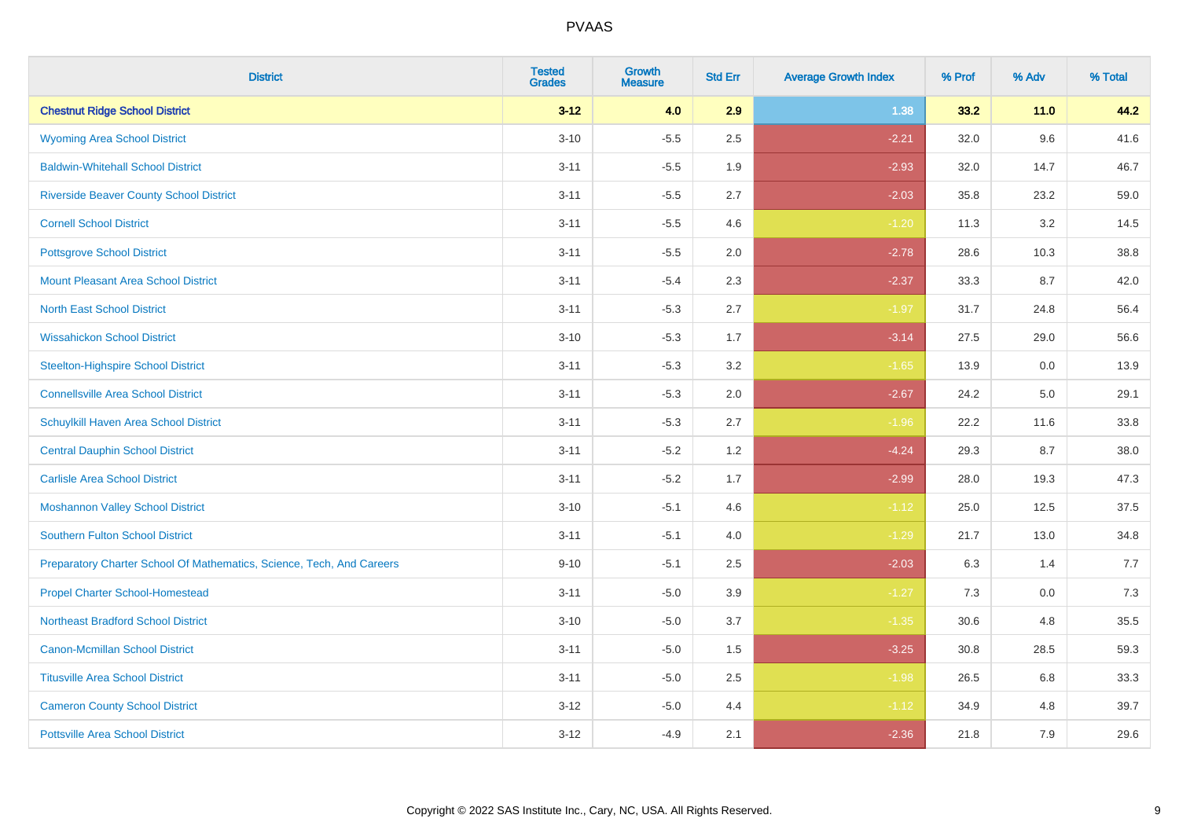# PVAAS

| District | Tested Grades | Growth Measure | Std Err | Average Growth Index | % Prof | % Adv | % Total |
|---|---|---|---|---|---|---|---|
| **Chestnut Ridge School District** | **3-12** | **4.0** | **2.9** | **1.38** | **33.2** | **11.0** | **44.2** |
| Wyoming Area School District | 3-10 | -5.5 | 2.5 | -2.21 | 32.0 | 9.6 | 41.6 |
| Baldwin-Whitehall School District | 3-11 | -5.5 | 1.9 | -2.93 | 32.0 | 14.7 | 46.7 |
| Riverside Beaver County School District | 3-11 | -5.5 | 2.7 | -2.03 | 35.8 | 23.2 | 59.0 |
| Cornell School District | 3-11 | -5.5 | 4.6 | -1.20 | 11.3 | 3.2 | 14.5 |
| Pottsgrove School District | 3-11 | -5.5 | 2.0 | -2.78 | 28.6 | 10.3 | 38.8 |
| Mount Pleasant Area School District | 3-11 | -5.4 | 2.3 | -2.37 | 33.3 | 8.7 | 42.0 |
| North East School District | 3-11 | -5.3 | 2.7 | -1.97 | 31.7 | 24.8 | 56.4 |
| Wissahickon School District | 3-10 | -5.3 | 1.7 | -3.14 | 27.5 | 29.0 | 56.6 |
| Steelton-Highspire School District | 3-11 | -5.3 | 3.2 | -1.65 | 13.9 | 0.0 | 13.9 |
| Connellsville Area School District | 3-11 | -5.3 | 2.0 | -2.67 | 24.2 | 5.0 | 29.1 |
| Schuylkill Haven Area School District | 3-11 | -5.3 | 2.7 | -1.96 | 22.2 | 11.6 | 33.8 |
| Central Dauphin School District | 3-11 | -5.2 | 1.2 | -4.24 | 29.3 | 8.7 | 38.0 |
| Carlisle Area School District | 3-11 | -5.2 | 1.7 | -2.99 | 28.0 | 19.3 | 47.3 |
| Moshannon Valley School District | 3-10 | -5.1 | 4.6 | -1.12 | 25.0 | 12.5 | 37.5 |
| Southern Fulton School District | 3-11 | -5.1 | 4.0 | -1.29 | 21.7 | 13.0 | 34.8 |
| Preparatory Charter School Of Mathematics, Science, Tech, And Careers | 9-10 | -5.1 | 2.5 | -2.03 | 6.3 | 1.4 | 7.7 |
| Propel Charter School-Homestead | 3-11 | -5.0 | 3.9 | -1.27 | 7.3 | 0.0 | 7.3 |
| Northeast Bradford School District | 3-10 | -5.0 | 3.7 | -1.35 | 30.6 | 4.8 | 35.5 |
| Canon-Mcmillan School District | 3-11 | -5.0 | 1.5 | -3.25 | 30.8 | 28.5 | 59.3 |
| Titusville Area School District | 3-11 | -5.0 | 2.5 | -1.98 | 26.5 | 6.8 | 33.3 |
| Cameron County School District | 3-12 | -5.0 | 4.4 | -1.12 | 34.9 | 4.8 | 39.7 |
| Pottsville Area School District | 3-12 | -4.9 | 2.1 | -2.36 | 21.8 | 7.9 | 29.6 |

Copyright © 2022 SAS Institute Inc., Cary, NC, USA. All Rights Reserved.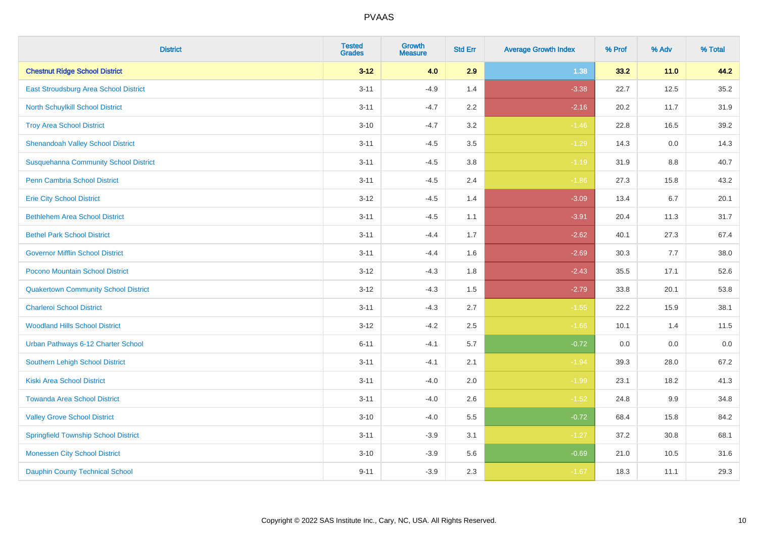# PVAAS

| District | Tested Grades | Growth Measure | Std Err | Average Growth Index | % Prof | % Adv | % Total |
|---|---|---|---|---|---|---|---|
| **Chestnut Ridge School District** | **3-12** | **4.0** | **2.9** | **1.38** | **33.2** | **11.0** | **44.2** |
| East Stroudsburg Area School District | 3-11 | -4.9 | 1.4 | -3.38 | 22.7 | 12.5 | 35.2 |
| North Schuylkill School District | 3-11 | -4.7 | 2.2 | -2.16 | 20.2 | 11.7 | 31.9 |
| Troy Area School District | 3-10 | -4.7 | 3.2 | -1.46 | 22.8 | 16.5 | 39.2 |
| Shenandoah Valley School District | 3-11 | -4.5 | 3.5 | -1.29 | 14.3 | 0.0 | 14.3 |
| Susquehanna Community School District | 3-11 | -4.5 | 3.8 | -1.19 | 31.9 | 8.8 | 40.7 |
| Penn Cambria School District | 3-11 | -4.5 | 2.4 | -1.86 | 27.3 | 15.8 | 43.2 |
| Erie City School District | 3-12 | -4.5 | 1.4 | -3.09 | 13.4 | 6.7 | 20.1 |
| Bethlehem Area School District | 3-11 | -4.5 | 1.1 | -3.91 | 20.4 | 11.3 | 31.7 |
| Bethel Park School District | 3-11 | -4.4 | 1.7 | -2.62 | 40.1 | 27.3 | 67.4 |
| Governor Mifflin School District | 3-11 | -4.4 | 1.6 | -2.69 | 30.3 | 7.7 | 38.0 |
| Pocono Mountain School District | 3-12 | -4.3 | 1.8 | -2.43 | 35.5 | 17.1 | 52.6 |
| Quakertown Community School District | 3-12 | -4.3 | 1.5 | -2.79 | 33.8 | 20.1 | 53.8 |
| Charleroi School District | 3-11 | -4.3 | 2.7 | -1.55 | 22.2 | 15.9 | 38.1 |
| Woodland Hills School District | 3-12 | -4.2 | 2.5 | -1.66 | 10.1 | 1.4 | 11.5 |
| Urban Pathways 6-12 Charter School | 6-11 | -4.1 | 5.7 | -0.72 | 0.0 | 0.0 | 0.0 |
| Southern Lehigh School District | 3-11 | -4.1 | 2.1 | -1.94 | 39.3 | 28.0 | 67.2 |
| Kiski Area School District | 3-11 | -4.0 | 2.0 | -1.99 | 23.1 | 18.2 | 41.3 |
| Towanda Area School District | 3-11 | -4.0 | 2.6 | -1.52 | 24.8 | 9.9 | 34.8 |
| Valley Grove School District | 3-10 | -4.0 | 5.5 | -0.72 | 68.4 | 15.8 | 84.2 |
| Springfield Township School District | 3-11 | -3.9 | 3.1 | -1.27 | 37.2 | 30.8 | 68.1 |
| Monessen City School District | 3-10 | -3.9 | 5.6 | -0.69 | 21.0 | 10.5 | 31.6 |
| Dauphin County Technical School | 9-11 | -3.9 | 2.3 | -1.67 | 18.3 | 11.1 | 29.3 |

Copyright © 2022 SAS Institute Inc., Cary, NC, USA. All Rights Reserved.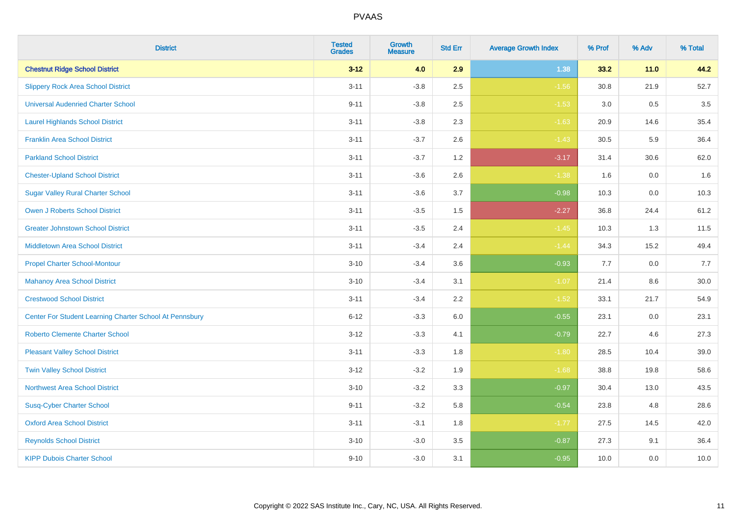# PVAAS

| District | Tested Grades | Growth Measure | Std Err | Average Growth Index | % Prof | % Adv | % Total |
|---|---|---|---|---|---|---|---|
| **Chestnut Ridge School District** | **3-12** | **4.0** | **2.9** | **1.38** | **33.2** | **11.0** | **44.2** |
| Slippery Rock Area School District | 3-11 | -3.8 | 2.5 | -1.56 | 30.8 | 21.9 | 52.7 |
| Universal Audenried Charter School | 9-11 | -3.8 | 2.5 | -1.53 | 3.0 | 0.5 | 3.5 |
| Laurel Highlands School District | 3-11 | -3.8 | 2.3 | -1.63 | 20.9 | 14.6 | 35.4 |
| Franklin Area School District | 3-11 | -3.7 | 2.6 | -1.43 | 30.5 | 5.9 | 36.4 |
| Parkland School District | 3-11 | -3.7 | 1.2 | -3.17 | 31.4 | 30.6 | 62.0 |
| Chester-Upland School District | 3-11 | -3.6 | 2.6 | -1.38 | 1.6 | 0.0 | 1.6 |
| Sugar Valley Rural Charter School | 3-11 | -3.6 | 3.7 | -0.98 | 10.3 | 0.0 | 10.3 |
| Owen J Roberts School District | 3-11 | -3.5 | 1.5 | -2.27 | 36.8 | 24.4 | 61.2 |
| Greater Johnstown School District | 3-11 | -3.5 | 2.4 | -1.45 | 10.3 | 1.3 | 11.5 |
| Middletown Area School District | 3-11 | -3.4 | 2.4 | -1.44 | 34.3 | 15.2 | 49.4 |
| Propel Charter School-Montour | 3-10 | -3.4 | 3.6 | -0.93 | 7.7 | 0.0 | 7.7 |
| Mahanoy Area School District | 3-10 | -3.4 | 3.1 | -1.07 | 21.4 | 8.6 | 30.0 |
| Crestwood School District | 3-11 | -3.4 | 2.2 | -1.52 | 33.1 | 21.7 | 54.9 |
| Center For Student Learning Charter School At Pennsbury | 6-12 | -3.3 | 6.0 | -0.55 | 23.1 | 0.0 | 23.1 |
| Roberto Clemente Charter School | 3-12 | -3.3 | 4.1 | -0.79 | 22.7 | 4.6 | 27.3 |
| Pleasant Valley School District | 3-11 | -3.3 | 1.8 | -1.80 | 28.5 | 10.4 | 39.0 |
| Twin Valley School District | 3-12 | -3.2 | 1.9 | -1.68 | 38.8 | 19.8 | 58.6 |
| Northwest Area School District | 3-10 | -3.2 | 3.3 | -0.97 | 30.4 | 13.0 | 43.5 |
| Susq-Cyber Charter School | 9-11 | -3.2 | 5.8 | -0.54 | 23.8 | 4.8 | 28.6 |
| Oxford Area School District | 3-11 | -3.1 | 1.8 | -1.77 | 27.5 | 14.5 | 42.0 |
| Reynolds School District | 3-10 | -3.0 | 3.5 | -0.87 | 27.3 | 9.1 | 36.4 |
| KIPP Dubois Charter School | 9-10 | -3.0 | 3.1 | -0.95 | 10.0 | 0.0 | 10.0 |

Copyright © 2022 SAS Institute Inc., Cary, NC, USA. All Rights Reserved.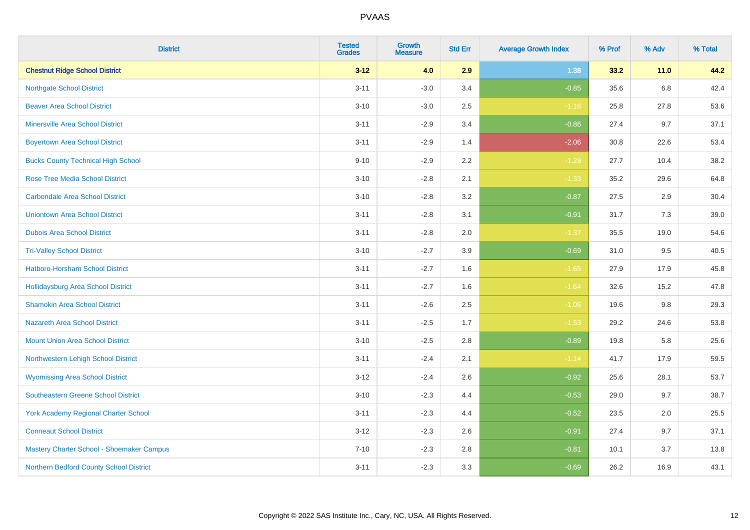| District | Tested Grades | Growth Measure | Std Err | Average Growth Index | % Prof | % Adv | % Total |
|---|---|---|---|---|---|---|---|
| **Chestnut Ridge School District** | **3-12** | **4.0** | **2.9** | **1.38** | **33.2** | **11.0** | **44.2** |
| Northgate School District | 3-11 | -3.0 | 3.4 | -0.85 | 35.6 | 6.8 | 42.4 |
| Beaver Area School District | 3-10 | -3.0 | 2.5 | -1.16 | 25.8 | 27.8 | 53.6 |
| Minersville Area School District | 3-11 | -2.9 | 3.4 | -0.86 | 27.4 | 9.7 | 37.1 |
| Boyertown Area School District | 3-11 | -2.9 | 1.4 | -2.06 | 30.8 | 22.6 | 53.4 |
| Bucks County Technical High School | 9-10 | -2.9 | 2.2 | -1.29 | 27.7 | 10.4 | 38.2 |
| Rose Tree Media School District | 3-10 | -2.8 | 2.1 | -1.33 | 35.2 | 29.6 | 64.8 |
| Carbondale Area School District | 3-10 | -2.8 | 3.2 | -0.87 | 27.5 | 2.9 | 30.4 |
| Uniontown Area School District | 3-11 | -2.8 | 3.1 | -0.91 | 31.7 | 7.3 | 39.0 |
| Dubois Area School District | 3-11 | -2.8 | 2.0 | -1.37 | 35.5 | 19.0 | 54.6 |
| Tri-Valley School District | 3-10 | -2.7 | 3.9 | -0.69 | 31.0 | 9.5 | 40.5 |
| Hatboro-Horsham School District | 3-11 | -2.7 | 1.6 | -1.65 | 27.9 | 17.9 | 45.8 |
| Hollidaysburg Area School District | 3-11 | -2.7 | 1.6 | -1.64 | 32.6 | 15.2 | 47.8 |
| Shamokin Area School District | 3-11 | -2.6 | 2.5 | -1.06 | 19.6 | 9.8 | 29.3 |
| Nazareth Area School District | 3-11 | -2.5 | 1.7 | -1.53 | 29.2 | 24.6 | 53.8 |
| Mount Union Area School District | 3-10 | -2.5 | 2.8 | -0.89 | 19.8 | 5.8 | 25.6 |
| Northwestern Lehigh School District | 3-11 | -2.4 | 2.1 | -1.14 | 41.7 | 17.9 | 59.5 |
| Wyomissing Area School District | 3-12 | -2.4 | 2.6 | -0.92 | 25.6 | 28.1 | 53.7 |
| Southeastern Greene School District | 3-10 | -2.3 | 4.4 | -0.53 | 29.0 | 9.7 | 38.7 |
| York Academy Regional Charter School | 3-11 | -2.3 | 4.4 | -0.52 | 23.5 | 2.0 | 25.5 |
| Conneaut School District | 3-12 | -2.3 | 2.6 | -0.91 | 27.4 | 9.7 | 37.1 |
| Mastery Charter School - Shoemaker Campus | 7-10 | -2.3 | 2.8 | -0.81 | 10.1 | 3.7 | 13.8 |
| Northern Bedford County School District | 3-11 | -2.3 | 3.3 | -0.69 | 26.2 | 16.9 | 43.1 |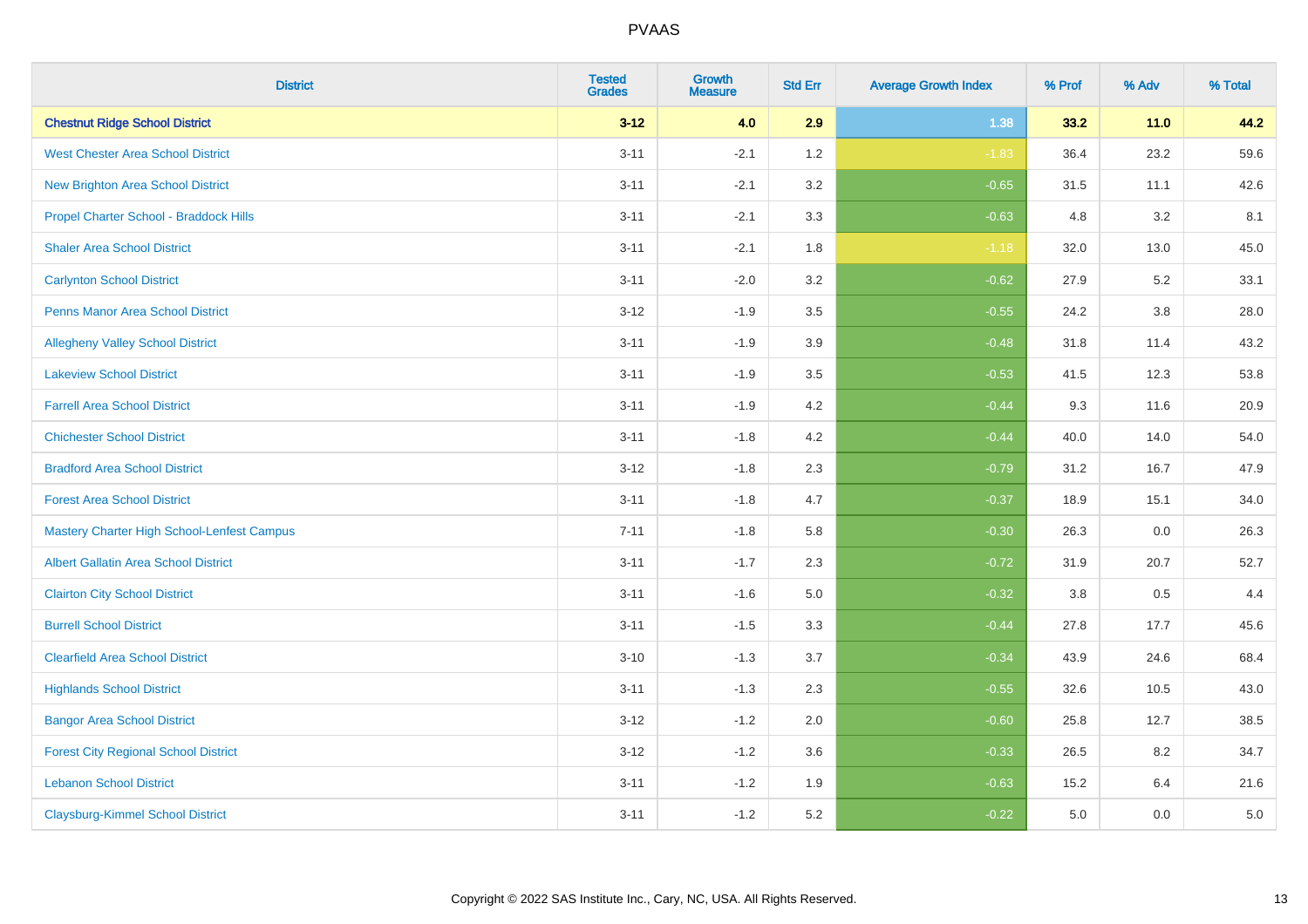| District | Tested Grades | Growth Measure | Std Err | Average Growth Index | % Prof | % Adv | % Total |
|---|---|---|---|---|---|---|---|
| **Chestnut Ridge School District** | **3-12** | **4.0** | **2.9** | **1.38** | **33.2** | **11.0** | **44.2** |
| West Chester Area School District | 3-11 | -2.1 | 1.2 | -1.83 | 36.4 | 23.2 | 59.6 |
| New Brighton Area School District | 3-11 | -2.1 | 3.2 | -0.65 | 31.5 | 11.1 | 42.6 |
| Propel Charter School - Braddock Hills | 3-11 | -2.1 | 3.3 | -0.63 | 4.8 | 3.2 | 8.1 |
| Shaler Area School District | 3-11 | -2.1 | 1.8 | -1.18 | 32.0 | 13.0 | 45.0 |
| Carlynton School District | 3-11 | -2.0 | 3.2 | -0.62 | 27.9 | 5.2 | 33.1 |
| Penns Manor Area School District | 3-12 | -1.9 | 3.5 | -0.55 | 24.2 | 3.8 | 28.0 |
| Allegheny Valley School District | 3-11 | -1.9 | 3.9 | -0.48 | 31.8 | 11.4 | 43.2 |
| Lakeview School District | 3-11 | -1.9 | 3.5 | -0.53 | 41.5 | 12.3 | 53.8 |
| Farrell Area School District | 3-11 | -1.9 | 4.2 | -0.44 | 9.3 | 11.6 | 20.9 |
| Chichester School District | 3-11 | -1.8 | 4.2 | -0.44 | 40.0 | 14.0 | 54.0 |
| Bradford Area School District | 3-12 | -1.8 | 2.3 | -0.79 | 31.2 | 16.7 | 47.9 |
| Forest Area School District | 3-11 | -1.8 | 4.7 | -0.37 | 18.9 | 15.1 | 34.0 |
| Mastery Charter High School-Lenfest Campus | 7-11 | -1.8 | 5.8 | -0.30 | 26.3 | 0.0 | 26.3 |
| Albert Gallatin Area School District | 3-11 | -1.7 | 2.3 | -0.72 | 31.9 | 20.7 | 52.7 |
| Clairton City School District | 3-11 | -1.6 | 5.0 | -0.32 | 3.8 | 0.5 | 4.4 |
| Burrell School District | 3-11 | -1.5 | 3.3 | -0.44 | 27.8 | 17.7 | 45.6 |
| Clearfield Area School District | 3-10 | -1.3 | 3.7 | -0.34 | 43.9 | 24.6 | 68.4 |
| Highlands School District | 3-11 | -1.3 | 2.3 | -0.55 | 32.6 | 10.5 | 43.0 |
| Bangor Area School District | 3-12 | -1.2 | 2.0 | -0.60 | 25.8 | 12.7 | 38.5 |
| Forest City Regional School District | 3-12 | -1.2 | 3.6 | -0.33 | 26.5 | 8.2 | 34.7 |
| Lebanon School District | 3-11 | -1.2 | 1.9 | -0.63 | 15.2 | 6.4 | 21.6 |
| Claysburg-Kimmel School District | 3-11 | -1.2 | 5.2 | -0.22 | 5.0 | 0.0 | 5.0 |

Copyright © 2022 SAS Institute Inc., Cary, NC, USA. All Rights Reserved.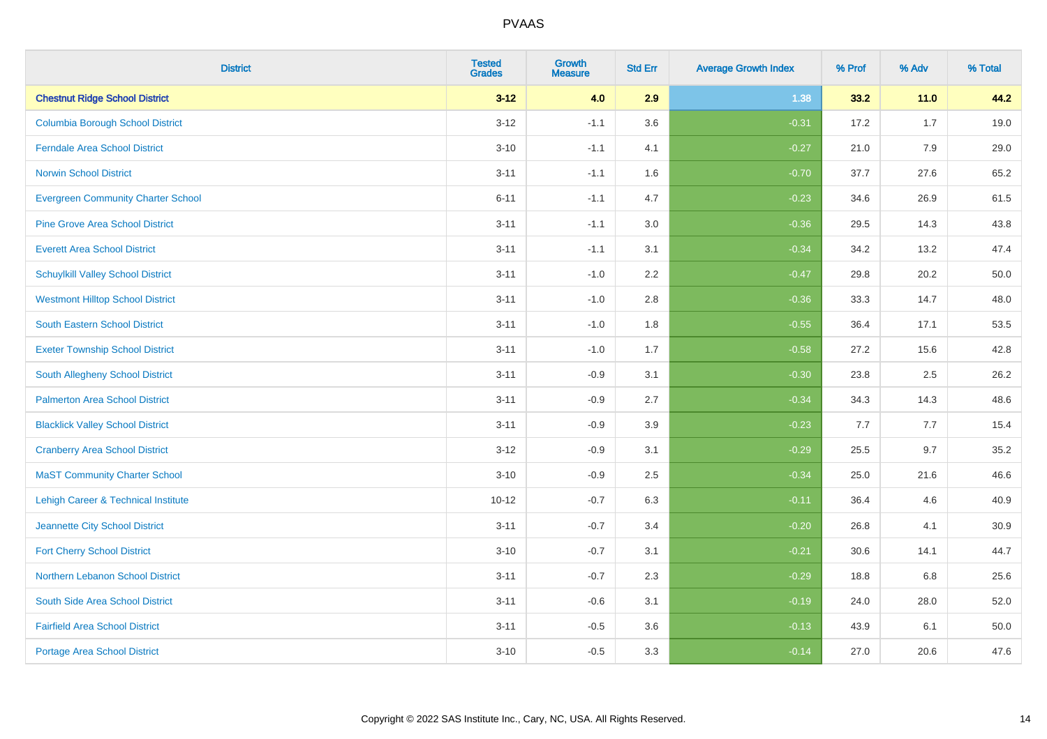PVAAS

| District | Tested Grades | Growth Measure | Std Err | Average Growth Index | % Prof | % Adv | % Total |
|---|---|---|---|---|---|---|---|
| **Chestnut Ridge School District** | **3-12** | **4.0** | **2.9** | **1.38** | **33.2** | **11.0** | **44.2** |
| Columbia Borough School District | 3-12 | -1.1 | 3.6 | -0.31 | 17.2 | 1.7 | 19.0 |
| Ferndale Area School District | 3-10 | -1.1 | 4.1 | -0.27 | 21.0 | 7.9 | 29.0 |
| Norwin School District | 3-11 | -1.1 | 1.6 | -0.70 | 37.7 | 27.6 | 65.2 |
| Evergreen Community Charter School | 6-11 | -1.1 | 4.7 | -0.23 | 34.6 | 26.9 | 61.5 |
| Pine Grove Area School District | 3-11 | -1.1 | 3.0 | -0.36 | 29.5 | 14.3 | 43.8 |
| Everett Area School District | 3-11 | -1.1 | 3.1 | -0.34 | 34.2 | 13.2 | 47.4 |
| Schuylkill Valley School District | 3-11 | -1.0 | 2.2 | -0.47 | 29.8 | 20.2 | 50.0 |
| Westmont Hilltop School District | 3-11 | -1.0 | 2.8 | -0.36 | 33.3 | 14.7 | 48.0 |
| South Eastern School District | 3-11 | -1.0 | 1.8 | -0.55 | 36.4 | 17.1 | 53.5 |
| Exeter Township School District | 3-11 | -1.0 | 1.7 | -0.58 | 27.2 | 15.6 | 42.8 |
| South Allegheny School District | 3-11 | -0.9 | 3.1 | -0.30 | 23.8 | 2.5 | 26.2 |
| Palmerton Area School District | 3-11 | -0.9 | 2.7 | -0.34 | 34.3 | 14.3 | 48.6 |
| Blacklick Valley School District | 3-11 | -0.9 | 3.9 | -0.23 | 7.7 | 7.7 | 15.4 |
| Cranberry Area School District | 3-12 | -0.9 | 3.1 | -0.29 | 25.5 | 9.7 | 35.2 |
| MaST Community Charter School | 3-10 | -0.9 | 2.5 | -0.34 | 25.0 | 21.6 | 46.6 |
| Lehigh Career & Technical Institute | 10-12 | -0.7 | 6.3 | -0.11 | 36.4 | 4.6 | 40.9 |
| Jeannette City School District | 3-11 | -0.7 | 3.4 | -0.20 | 26.8 | 4.1 | 30.9 |
| Fort Cherry School District | 3-10 | -0.7 | 3.1 | -0.21 | 30.6 | 14.1 | 44.7 |
| Northern Lebanon School District | 3-11 | -0.7 | 2.3 | -0.29 | 18.8 | 6.8 | 25.6 |
| South Side Area School District | 3-11 | -0.6 | 3.1 | -0.19 | 24.0 | 28.0 | 52.0 |
| Fairfield Area School District | 3-11 | -0.5 | 3.6 | -0.13 | 43.9 | 6.1 | 50.0 |
| Portage Area School District | 3-10 | -0.5 | 3.3 | -0.14 | 27.0 | 20.6 | 47.6 |

Copyright © 2022 SAS Institute Inc., Cary, NC, USA. All Rights Reserved.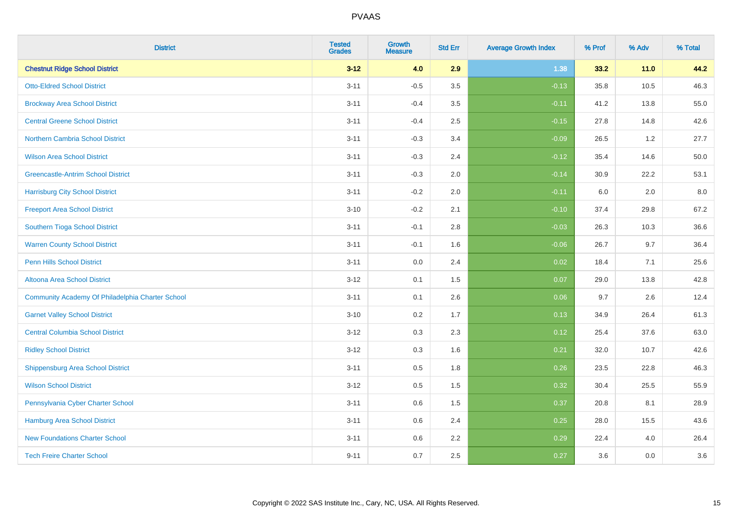# PVAAS

| District | Tested Grades | Growth Measure | Std Err | Average Growth Index | % Prof | % Adv | % Total |
|---|---|---|---|---|---|---|---|
| **Chestnut Ridge School District** | **3-12** | **4.0** | **2.9** | **1.38** | **33.2** | **11.0** | **44.2** |
| Otto-Eldred School District | 3-11 | -0.5 | 3.5 | -0.13 | 35.8 | 10.5 | 46.3 |
| Brockway Area School District | 3-11 | -0.4 | 3.5 | -0.11 | 41.2 | 13.8 | 55.0 |
| Central Greene School District | 3-11 | -0.4 | 2.5 | -0.15 | 27.8 | 14.8 | 42.6 |
| Northern Cambria School District | 3-11 | -0.3 | 3.4 | -0.09 | 26.5 | 1.2 | 27.7 |
| Wilson Area School District | 3-11 | -0.3 | 2.4 | -0.12 | 35.4 | 14.6 | 50.0 |
| Greencastle-Antrim School District | 3-11 | -0.3 | 2.0 | -0.14 | 30.9 | 22.2 | 53.1 |
| Harrisburg City School District | 3-11 | -0.2 | 2.0 | -0.11 | 6.0 | 2.0 | 8.0 |
| Freeport Area School District | 3-10 | -0.2 | 2.1 | -0.10 | 37.4 | 29.8 | 67.2 |
| Southern Tioga School District | 3-11 | -0.1 | 2.8 | -0.03 | 26.3 | 10.3 | 36.6 |
| Warren County School District | 3-11 | -0.1 | 1.6 | -0.06 | 26.7 | 9.7 | 36.4 |
| Penn Hills School District | 3-11 | 0.0 | 2.4 | 0.02 | 18.4 | 7.1 | 25.6 |
| Altoona Area School District | 3-12 | 0.1 | 1.5 | 0.07 | 29.0 | 13.8 | 42.8 |
| Community Academy Of Philadelphia Charter School | 3-11 | 0.1 | 2.6 | 0.06 | 9.7 | 2.6 | 12.4 |
| Garnet Valley School District | 3-10 | 0.2 | 1.7 | 0.13 | 34.9 | 26.4 | 61.3 |
| Central Columbia School District | 3-12 | 0.3 | 2.3 | 0.12 | 25.4 | 37.6 | 63.0 |
| Ridley School District | 3-12 | 0.3 | 1.6 | 0.21 | 32.0 | 10.7 | 42.6 |
| Shippensburg Area School District | 3-11 | 0.5 | 1.8 | 0.26 | 23.5 | 22.8 | 46.3 |
| Wilson School District | 3-12 | 0.5 | 1.5 | 0.32 | 30.4 | 25.5 | 55.9 |
| Pennsylvania Cyber Charter School | 3-11 | 0.6 | 1.5 | 0.37 | 20.8 | 8.1 | 28.9 |
| Hamburg Area School District | 3-11 | 0.6 | 2.4 | 0.25 | 28.0 | 15.5 | 43.6 |
| New Foundations Charter School | 3-11 | 0.6 | 2.2 | 0.29 | 22.4 | 4.0 | 26.4 |
| Tech Freire Charter School | 9-11 | 0.7 | 2.5 | 0.27 | 3.6 | 0.0 | 3.6 |

Copyright © 2022 SAS Institute Inc., Cary, NC, USA. All Rights Reserved.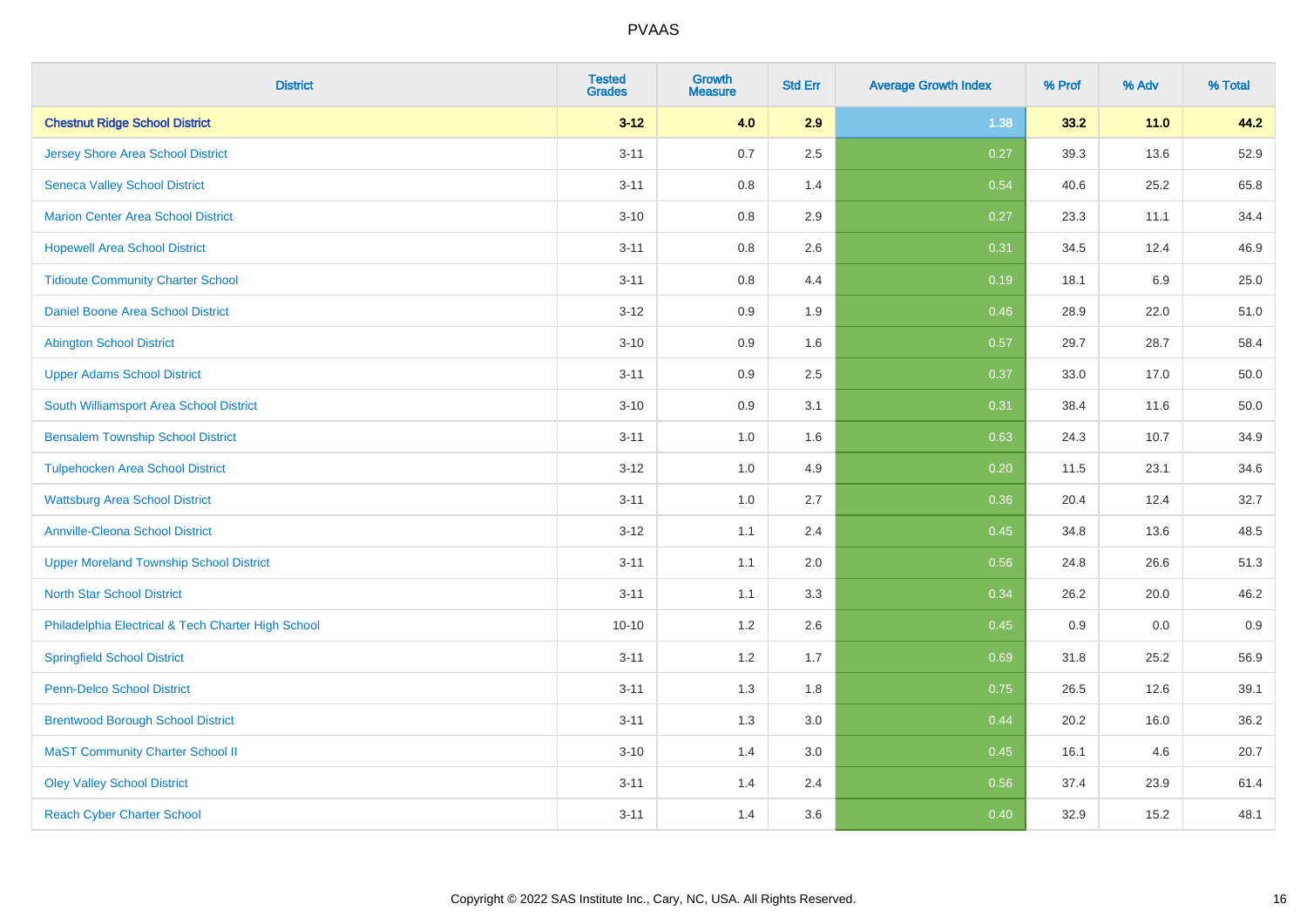| District | Tested Grades | Growth Measure | Std Err | Average Growth Index | % Prof | % Adv | % Total |
|---|---|---|---|---|---|---|---|
| **Chestnut Ridge School District** | **3-12** | **4.0** | **2.9** | **1.38** | **33.2** | **11.0** | **44.2** |
| Jersey Shore Area School District | 3-11 | 0.7 | 2.5 | 0.27 | 39.3 | 13.6 | 52.9 |
| Seneca Valley School District | 3-11 | 0.8 | 1.4 | 0.54 | 40.6 | 25.2 | 65.8 |
| Marion Center Area School District | 3-10 | 0.8 | 2.9 | 0.27 | 23.3 | 11.1 | 34.4 |
| Hopewell Area School District | 3-11 | 0.8 | 2.6 | 0.31 | 34.5 | 12.4 | 46.9 |
| Tidioute Community Charter School | 3-11 | 0.8 | 4.4 | 0.19 | 18.1 | 6.9 | 25.0 |
| Daniel Boone Area School District | 3-12 | 0.9 | 1.9 | 0.46 | 28.9 | 22.0 | 51.0 |
| Abington School District | 3-10 | 0.9 | 1.6 | 0.57 | 29.7 | 28.7 | 58.4 |
| Upper Adams School District | 3-11 | 0.9 | 2.5 | 0.37 | 33.0 | 17.0 | 50.0 |
| South Williamsport Area School District | 3-10 | 0.9 | 3.1 | 0.31 | 38.4 | 11.6 | 50.0 |
| Bensalem Township School District | 3-11 | 1.0 | 1.6 | 0.63 | 24.3 | 10.7 | 34.9 |
| Tulpehocken Area School District | 3-12 | 1.0 | 4.9 | 0.20 | 11.5 | 23.1 | 34.6 |
| Wattsburg Area School District | 3-11 | 1.0 | 2.7 | 0.36 | 20.4 | 12.4 | 32.7 |
| Annville-Cleona School District | 3-12 | 1.1 | 2.4 | 0.45 | 34.8 | 13.6 | 48.5 |
| Upper Moreland Township School District | 3-11 | 1.1 | 2.0 | 0.56 | 24.8 | 26.6 | 51.3 |
| North Star School District | 3-11 | 1.1 | 3.3 | 0.34 | 26.2 | 20.0 | 46.2 |
| Philadelphia Electrical & Tech Charter High School | 10-10 | 1.2 | 2.6 | 0.45 | 0.9 | 0.0 | 0.9 |
| Springfield School District | 3-11 | 1.2 | 1.7 | 0.69 | 31.8 | 25.2 | 56.9 |
| Penn-Delco School District | 3-11 | 1.3 | 1.8 | 0.75 | 26.5 | 12.6 | 39.1 |
| Brentwood Borough School District | 3-11 | 1.3 | 3.0 | 0.44 | 20.2 | 16.0 | 36.2 |
| MaST Community Charter School II | 3-10 | 1.4 | 3.0 | 0.45 | 16.1 | 4.6 | 20.7 |
| Oley Valley School District | 3-11 | 1.4 | 2.4 | 0.56 | 37.4 | 23.9 | 61.4 |
| Reach Cyber Charter School | 3-11 | 1.4 | 3.6 | 0.40 | 32.9 | 15.2 | 48.1 |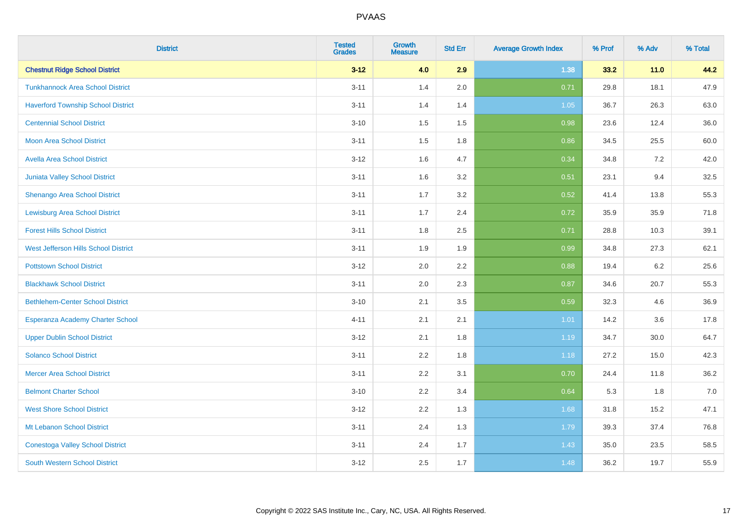# PVAAS

| District | Tested Grades | Growth Measure | Std Err | Average Growth Index | % Prof | % Adv | % Total |
|---|---|---|---|---|---|---|---|
| **Chestnut Ridge School District** | **3-12** | **4.0** | **2.9** | **1.38** | **33.2** | **11.0** | **44.2** |
| Tunkhannock Area School District | 3-11 | 1.4 | 2.0 | 0.71 | 29.8 | 18.1 | 47.9 |
| Haverford Township School District | 3-11 | 1.4 | 1.4 | 1.05 | 36.7 | 26.3 | 63.0 |
| Centennial School District | 3-10 | 1.5 | 1.5 | 0.98 | 23.6 | 12.4 | 36.0 |
| Moon Area School District | 3-11 | 1.5 | 1.8 | 0.86 | 34.5 | 25.5 | 60.0 |
| Avella Area School District | 3-12 | 1.6 | 4.7 | 0.34 | 34.8 | 7.2 | 42.0 |
| Juniata Valley School District | 3-11 | 1.6 | 3.2 | 0.51 | 23.1 | 9.4 | 32.5 |
| Shenango Area School District | 3-11 | 1.7 | 3.2 | 0.52 | 41.4 | 13.8 | 55.3 |
| Lewisburg Area School District | 3-11 | 1.7 | 2.4 | 0.72 | 35.9 | 35.9 | 71.8 |
| Forest Hills School District | 3-11 | 1.8 | 2.5 | 0.71 | 28.8 | 10.3 | 39.1 |
| West Jefferson Hills School District | 3-11 | 1.9 | 1.9 | 0.99 | 34.8 | 27.3 | 62.1 |
| Pottstown School District | 3-12 | 2.0 | 2.2 | 0.88 | 19.4 | 6.2 | 25.6 |
| Blackhawk School District | 3-11 | 2.0 | 2.3 | 0.87 | 34.6 | 20.7 | 55.3 |
| Bethlehem-Center School District | 3-10 | 2.1 | 3.5 | 0.59 | 32.3 | 4.6 | 36.9 |
| Esperanza Academy Charter School | 4-11 | 2.1 | 2.1 | 1.01 | 14.2 | 3.6 | 17.8 |
| Upper Dublin School District | 3-12 | 2.1 | 1.8 | 1.19 | 34.7 | 30.0 | 64.7 |
| Solanco School District | 3-11 | 2.2 | 1.8 | 1.18 | 27.2 | 15.0 | 42.3 |
| Mercer Area School District | 3-11 | 2.2 | 3.1 | 0.70 | 24.4 | 11.8 | 36.2 |
| Belmont Charter School | 3-10 | 2.2 | 3.4 | 0.64 | 5.3 | 1.8 | 7.0 |
| West Shore School District | 3-12 | 2.2 | 1.3 | 1.68 | 31.8 | 15.2 | 47.1 |
| Mt Lebanon School District | 3-11 | 2.4 | 1.3 | 1.79 | 39.3 | 37.4 | 76.8 |
| Conestoga Valley School District | 3-11 | 2.4 | 1.7 | 1.43 | 35.0 | 23.5 | 58.5 |
| South Western School District | 3-12 | 2.5 | 1.7 | 1.48 | 36.2 | 19.7 | 55.9 |

Copyright © 2022 SAS Institute Inc., Cary, NC, USA. All Rights Reserved.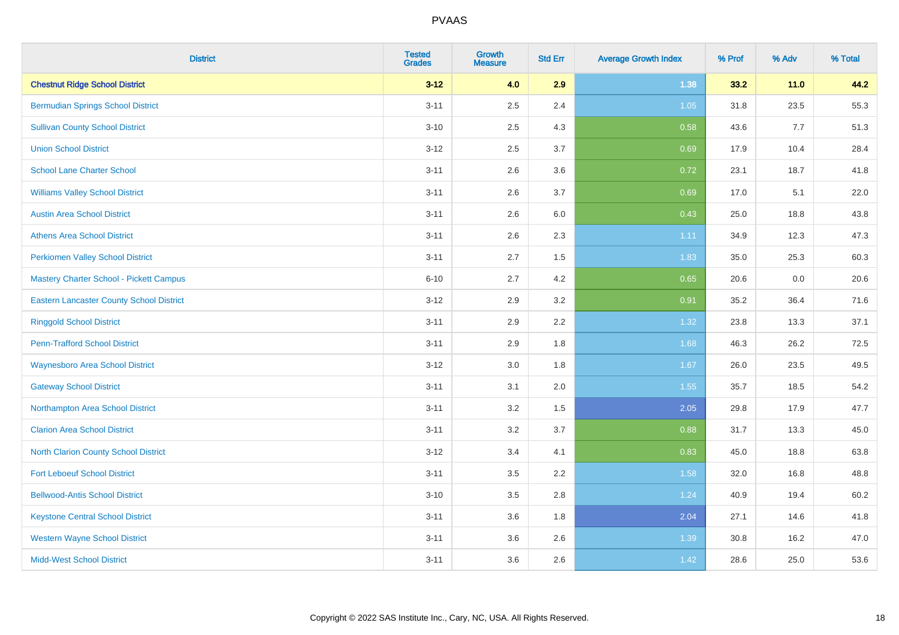# PVAAS

| District | Tested Grades | Growth Measure | Std Err | Average Growth Index | % Prof | % Adv | % Total |
|---|---|---|---|---|---|---|---|
| **Chestnut Ridge School District** | **3-12** | **4.0** | **2.9** | **1.38** | **33.2** | **11.0** | **44.2** |
| Bermudian Springs School District | 3-11 | 2.5 | 2.4 | 1.05 | 31.8 | 23.5 | 55.3 |
| Sullivan County School District | 3-10 | 2.5 | 4.3 | 0.58 | 43.6 | 7.7 | 51.3 |
| Union School District | 3-12 | 2.5 | 3.7 | 0.69 | 17.9 | 10.4 | 28.4 |
| School Lane Charter School | 3-11 | 2.6 | 3.6 | 0.72 | 23.1 | 18.7 | 41.8 |
| Williams Valley School District | 3-11 | 2.6 | 3.7 | 0.69 | 17.0 | 5.1 | 22.0 |
| Austin Area School District | 3-11 | 2.6 | 6.0 | 0.43 | 25.0 | 18.8 | 43.8 |
| Athens Area School District | 3-11 | 2.6 | 2.3 | 1.11 | 34.9 | 12.3 | 47.3 |
| Perkiomen Valley School District | 3-11 | 2.7 | 1.5 | 1.83 | 35.0 | 25.3 | 60.3 |
| Mastery Charter School - Pickett Campus | 6-10 | 2.7 | 4.2 | 0.65 | 20.6 | 0.0 | 20.6 |
| Eastern Lancaster County School District | 3-12 | 2.9 | 3.2 | 0.91 | 35.2 | 36.4 | 71.6 |
| Ringgold School District | 3-11 | 2.9 | 2.2 | 1.32 | 23.8 | 13.3 | 37.1 |
| Penn-Trafford School District | 3-11 | 2.9 | 1.8 | 1.68 | 46.3 | 26.2 | 72.5 |
| Waynesboro Area School District | 3-12 | 3.0 | 1.8 | 1.67 | 26.0 | 23.5 | 49.5 |
| Gateway School District | 3-11 | 3.1 | 2.0 | 1.55 | 35.7 | 18.5 | 54.2 |
| Northampton Area School District | 3-11 | 3.2 | 1.5 | 2.05 | 29.8 | 17.9 | 47.7 |
| Clarion Area School District | 3-11 | 3.2 | 3.7 | 0.88 | 31.7 | 13.3 | 45.0 |
| North Clarion County School District | 3-12 | 3.4 | 4.1 | 0.83 | 45.0 | 18.8 | 63.8 |
| Fort Leboeuf School District | 3-11 | 3.5 | 2.2 | 1.58 | 32.0 | 16.8 | 48.8 |
| Bellwood-Antis School District | 3-10 | 3.5 | 2.8 | 1.24 | 40.9 | 19.4 | 60.2 |
| Keystone Central School District | 3-11 | 3.6 | 1.8 | 2.04 | 27.1 | 14.6 | 41.8 |
| Western Wayne School District | 3-11 | 3.6 | 2.6 | 1.39 | 30.8 | 16.2 | 47.0 |
| Midd-West School District | 3-11 | 3.6 | 2.6 | 1.42 | 28.6 | 25.0 | 53.6 |

Copyright © 2022 SAS Institute Inc., Cary, NC, USA. All Rights Reserved.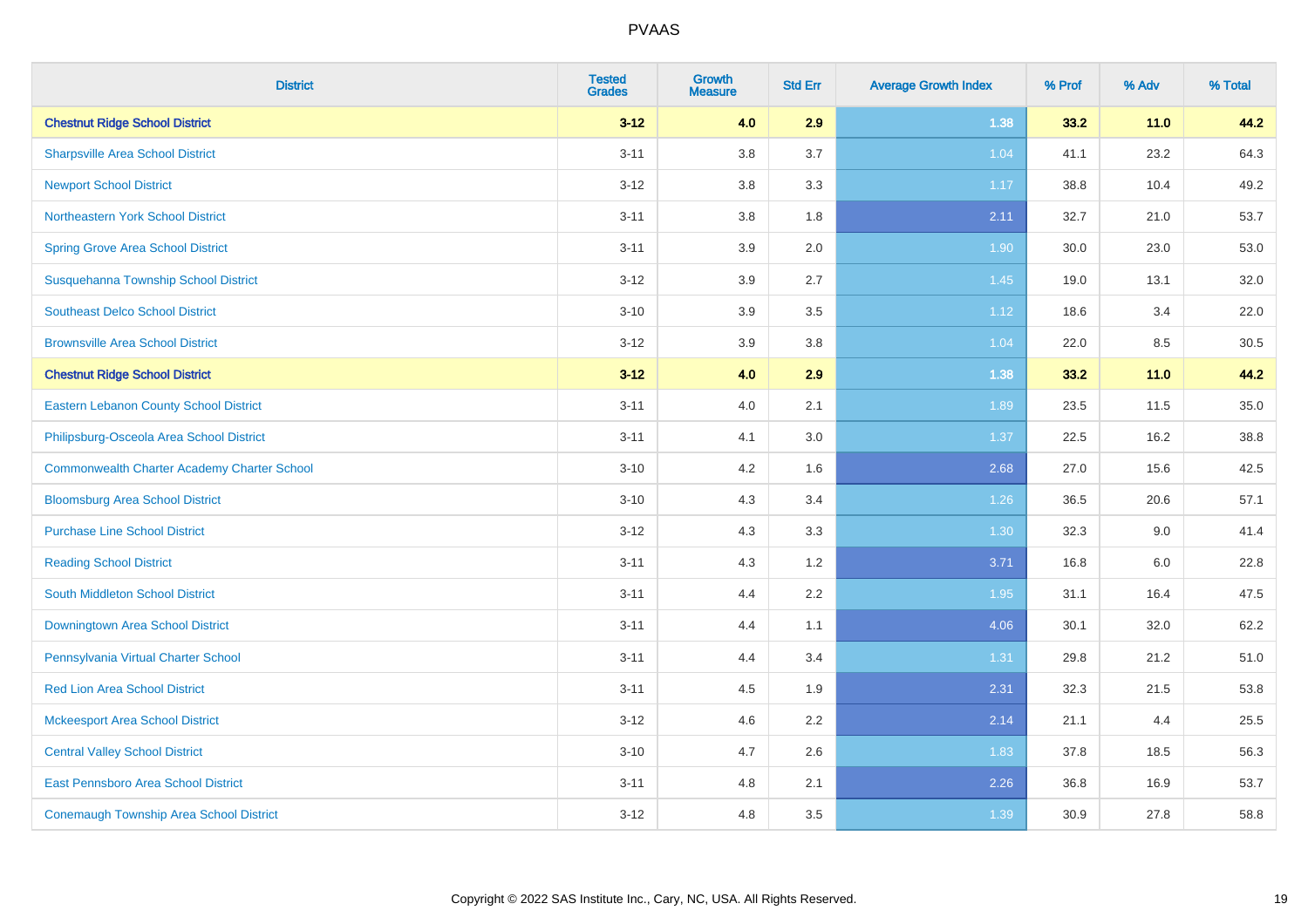| District | Tested Grades | Growth Measure | Std Err | Average Growth Index | % Prof | % Adv | % Total |
|---|---|---|---|---|---|---|---|
| **Chestnut Ridge School District** | **3-12** | **4.0** | **2.9** | **1.38** | **33.2** | **11.0** | **44.2** |
| Sharpsville Area School District | 3-11 | 3.8 | 3.7 | 1.04 | 41.1 | 23.2 | 64.3 |
| Newport School District | 3-12 | 3.8 | 3.3 | 1.17 | 38.8 | 10.4 | 49.2 |
| Northeastern York School District | 3-11 | 3.8 | 1.8 | 2.11 | 32.7 | 21.0 | 53.7 |
| Spring Grove Area School District | 3-11 | 3.9 | 2.0 | 1.90 | 30.0 | 23.0 | 53.0 |
| Susquehanna Township School District | 3-12 | 3.9 | 2.7 | 1.45 | 19.0 | 13.1 | 32.0 |
| Southeast Delco School District | 3-10 | 3.9 | 3.5 | 1.12 | 18.6 | 3.4 | 22.0 |
| Brownsville Area School District | 3-12 | 3.9 | 3.8 | 1.04 | 22.0 | 8.5 | 30.5 |
| **Chestnut Ridge School District** | **3-12** | **4.0** | **2.9** | **1.38** | **33.2** | **11.0** | **44.2** |
| Eastern Lebanon County School District | 3-11 | 4.0 | 2.1 | 1.89 | 23.5 | 11.5 | 35.0 |
| Philipsburg-Osceola Area School District | 3-11 | 4.1 | 3.0 | 1.37 | 22.5 | 16.2 | 38.8 |
| Commonwealth Charter Academy Charter School | 3-10 | 4.2 | 1.6 | 2.68 | 27.0 | 15.6 | 42.5 |
| Bloomsburg Area School District | 3-10 | 4.3 | 3.4 | 1.26 | 36.5 | 20.6 | 57.1 |
| Purchase Line School District | 3-12 | 4.3 | 3.3 | 1.30 | 32.3 | 9.0 | 41.4 |
| Reading School District | 3-11 | 4.3 | 1.2 | 3.71 | 16.8 | 6.0 | 22.8 |
| South Middleton School District | 3-11 | 4.4 | 2.2 | 1.95 | 31.1 | 16.4 | 47.5 |
| Downingtown Area School District | 3-11 | 4.4 | 1.1 | 4.06 | 30.1 | 32.0 | 62.2 |
| Pennsylvania Virtual Charter School | 3-11 | 4.4 | 3.4 | 1.31 | 29.8 | 21.2 | 51.0 |
| Red Lion Area School District | 3-11 | 4.5 | 1.9 | 2.31 | 32.3 | 21.5 | 53.8 |
| Mckeesport Area School District | 3-12 | 4.6 | 2.2 | 2.14 | 21.1 | 4.4 | 25.5 |
| Central Valley School District | 3-10 | 4.7 | 2.6 | 1.83 | 37.8 | 18.5 | 56.3 |
| East Pennsboro Area School District | 3-11 | 4.8 | 2.1 | 2.26 | 36.8 | 16.9 | 53.7 |
| Conemaugh Township Area School District | 3-12 | 4.8 | 3.5 | 1.39 | 30.9 | 27.8 | 58.8 |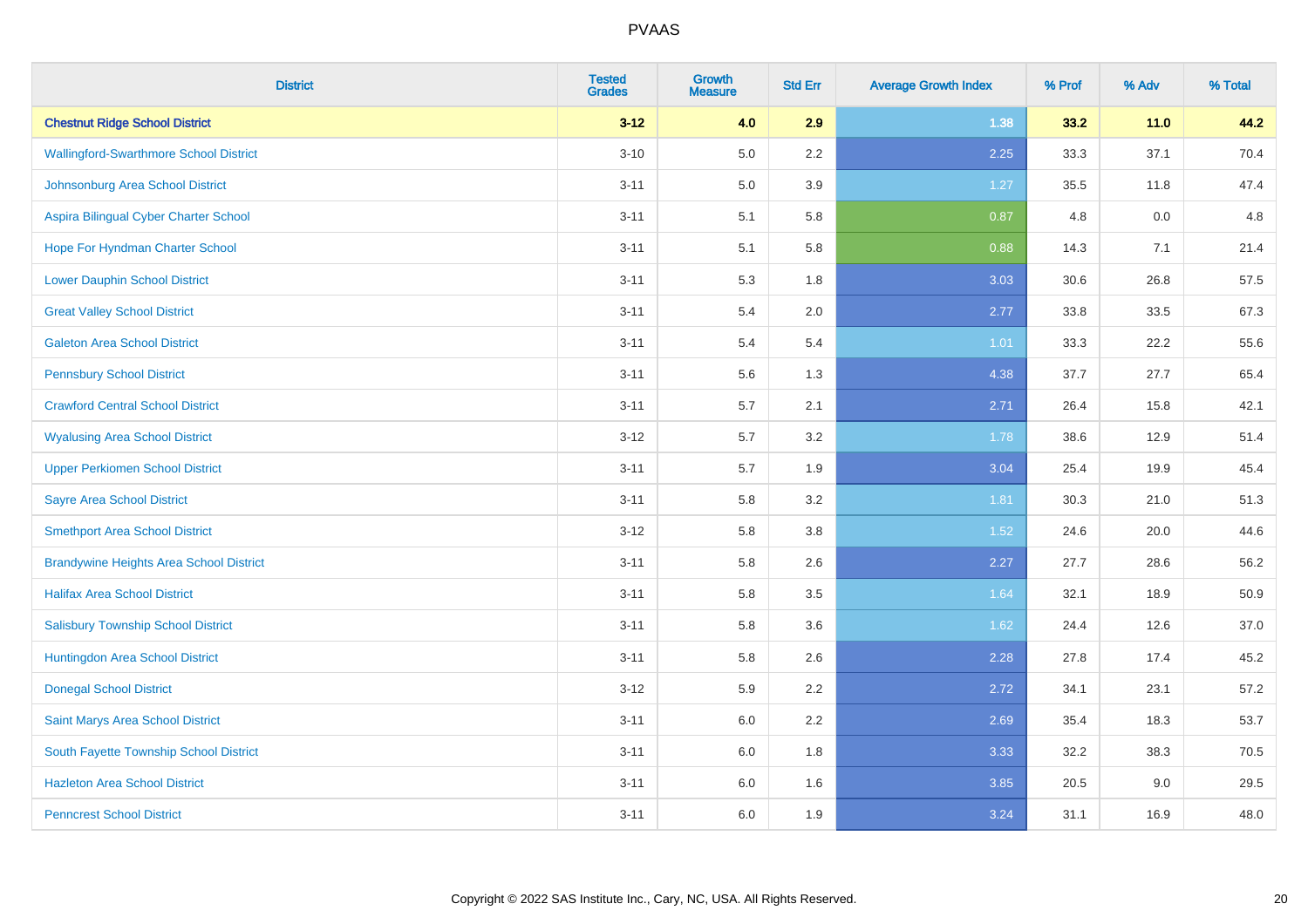# PVAAS

| District | Tested Grades | Growth Measure | Std Err | Average Growth Index | % Prof | % Adv | % Total |
|---|---|---|---|---|---|---|---|
| **Chestnut Ridge School District** | **3-12** | **4.0** | **2.9** | **1.38** | **33.2** | **11.0** | **44.2** |
| Wallingford-Swarthmore School District | 3-10 | 5.0 | 2.2 | 2.25 | 33.3 | 37.1 | 70.4 |
| Johnsonburg Area School District | 3-11 | 5.0 | 3.9 | 1.27 | 35.5 | 11.8 | 47.4 |
| Aspira Bilingual Cyber Charter School | 3-11 | 5.1 | 5.8 | 0.87 | 4.8 | 0.0 | 4.8 |
| Hope For Hyndman Charter School | 3-11 | 5.1 | 5.8 | 0.88 | 14.3 | 7.1 | 21.4 |
| Lower Dauphin School District | 3-11 | 5.3 | 1.8 | 3.03 | 30.6 | 26.8 | 57.5 |
| Great Valley School District | 3-11 | 5.4 | 2.0 | 2.77 | 33.8 | 33.5 | 67.3 |
| Galeton Area School District | 3-11 | 5.4 | 5.4 | 1.01 | 33.3 | 22.2 | 55.6 |
| Pennsbury School District | 3-11 | 5.6 | 1.3 | 4.38 | 37.7 | 27.7 | 65.4 |
| Crawford Central School District | 3-11 | 5.7 | 2.1 | 2.71 | 26.4 | 15.8 | 42.1 |
| Wyalusing Area School District | 3-12 | 5.7 | 3.2 | 1.78 | 38.6 | 12.9 | 51.4 |
| Upper Perkiomen School District | 3-11 | 5.7 | 1.9 | 3.04 | 25.4 | 19.9 | 45.4 |
| Sayre Area School District | 3-11 | 5.8 | 3.2 | 1.81 | 30.3 | 21.0 | 51.3 |
| Smethport Area School District | 3-12 | 5.8 | 3.8 | 1.52 | 24.6 | 20.0 | 44.6 |
| Brandywine Heights Area School District | 3-11 | 5.8 | 2.6 | 2.27 | 27.7 | 28.6 | 56.2 |
| Halifax Area School District | 3-11 | 5.8 | 3.5 | 1.64 | 32.1 | 18.9 | 50.9 |
| Salisbury Township School District | 3-11 | 5.8 | 3.6 | 1.62 | 24.4 | 12.6 | 37.0 |
| Huntingdon Area School District | 3-11 | 5.8 | 2.6 | 2.28 | 27.8 | 17.4 | 45.2 |
| Donegal School District | 3-12 | 5.9 | 2.2 | 2.72 | 34.1 | 23.1 | 57.2 |
| Saint Marys Area School District | 3-11 | 6.0 | 2.2 | 2.69 | 35.4 | 18.3 | 53.7 |
| South Fayette Township School District | 3-11 | 6.0 | 1.8 | 3.33 | 32.2 | 38.3 | 70.5 |
| Hazleton Area School District | 3-11 | 6.0 | 1.6 | 3.85 | 20.5 | 9.0 | 29.5 |
| Penncrest School District | 3-11 | 6.0 | 1.9 | 3.24 | 31.1 | 16.9 | 48.0 |

Copyright © 2022 SAS Institute Inc., Cary, NC, USA. All Rights Reserved.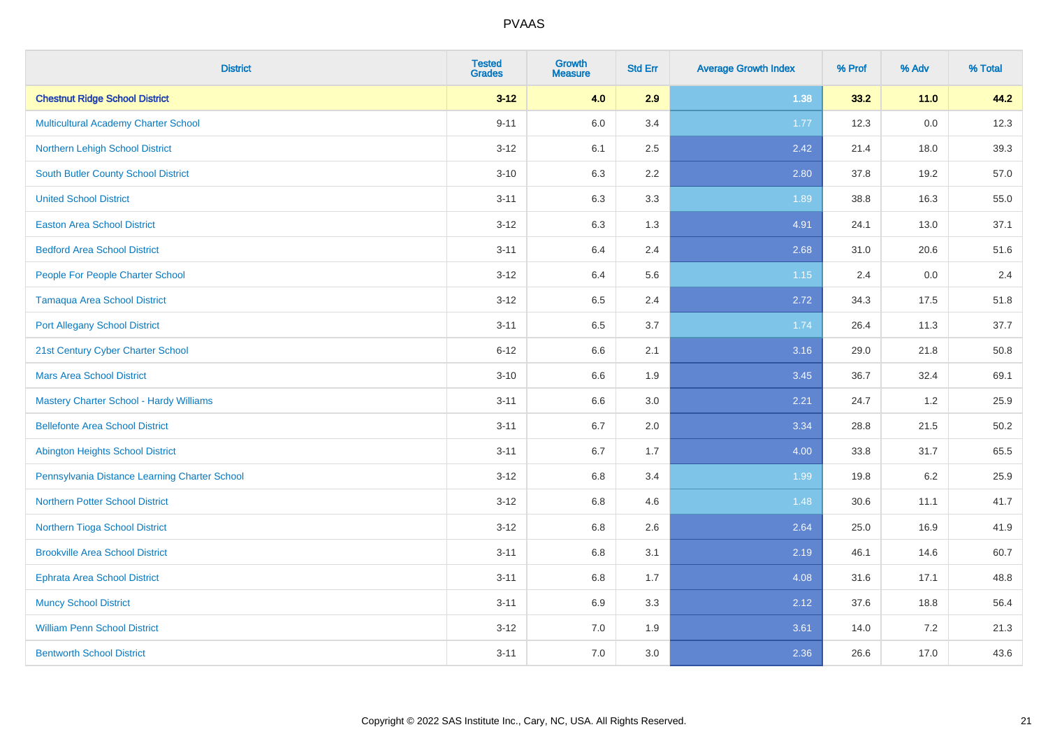| District | Tested Grades | Growth Measure | Std Err | Average Growth Index | % Prof | % Adv | % Total |
|---|---|---|---|---|---|---|---|
| **Chestnut Ridge School District** | **3-12** | **4.0** | **2.9** | **1.38** | **33.2** | **11.0** | **44.2** |
| Multicultural Academy Charter School | 9-11 | 6.0 | 3.4 | 1.77 | 12.3 | 0.0 | 12.3 |
| Northern Lehigh School District | 3-12 | 6.1 | 2.5 | 2.42 | 21.4 | 18.0 | 39.3 |
| South Butler County School District | 3-10 | 6.3 | 2.2 | 2.80 | 37.8 | 19.2 | 57.0 |
| United School District | 3-11 | 6.3 | 3.3 | 1.89 | 38.8 | 16.3 | 55.0 |
| Easton Area School District | 3-12 | 6.3 | 1.3 | 4.91 | 24.1 | 13.0 | 37.1 |
| Bedford Area School District | 3-11 | 6.4 | 2.4 | 2.68 | 31.0 | 20.6 | 51.6 |
| People For People Charter School | 3-12 | 6.4 | 5.6 | 1.15 | 2.4 | 0.0 | 2.4 |
| Tamaqua Area School District | 3-12 | 6.5 | 2.4 | 2.72 | 34.3 | 17.5 | 51.8 |
| Port Allegany School District | 3-11 | 6.5 | 3.7 | 1.74 | 26.4 | 11.3 | 37.7 |
| 21st Century Cyber Charter School | 6-12 | 6.6 | 2.1 | 3.16 | 29.0 | 21.8 | 50.8 |
| Mars Area School District | 3-10 | 6.6 | 1.9 | 3.45 | 36.7 | 32.4 | 69.1 |
| Mastery Charter School - Hardy Williams | 3-11 | 6.6 | 3.0 | 2.21 | 24.7 | 1.2 | 25.9 |
| Bellefonte Area School District | 3-11 | 6.7 | 2.0 | 3.34 | 28.8 | 21.5 | 50.2 |
| Abington Heights School District | 3-11 | 6.7 | 1.7 | 4.00 | 33.8 | 31.7 | 65.5 |
| Pennsylvania Distance Learning Charter School | 3-12 | 6.8 | 3.4 | 1.99 | 19.8 | 6.2 | 25.9 |
| Northern Potter School District | 3-12 | 6.8 | 4.6 | 1.48 | 30.6 | 11.1 | 41.7 |
| Northern Tioga School District | 3-12 | 6.8 | 2.6 | 2.64 | 25.0 | 16.9 | 41.9 |
| Brookville Area School District | 3-11 | 6.8 | 3.1 | 2.19 | 46.1 | 14.6 | 60.7 |
| Ephrata Area School District | 3-11 | 6.8 | 1.7 | 4.08 | 31.6 | 17.1 | 48.8 |
| Muncy School District | 3-11 | 6.9 | 3.3 | 2.12 | 37.6 | 18.8 | 56.4 |
| William Penn School District | 3-12 | 7.0 | 1.9 | 3.61 | 14.0 | 7.2 | 21.3 |
| Bentworth School District | 3-11 | 7.0 | 3.0 | 2.36 | 26.6 | 17.0 | 43.6 |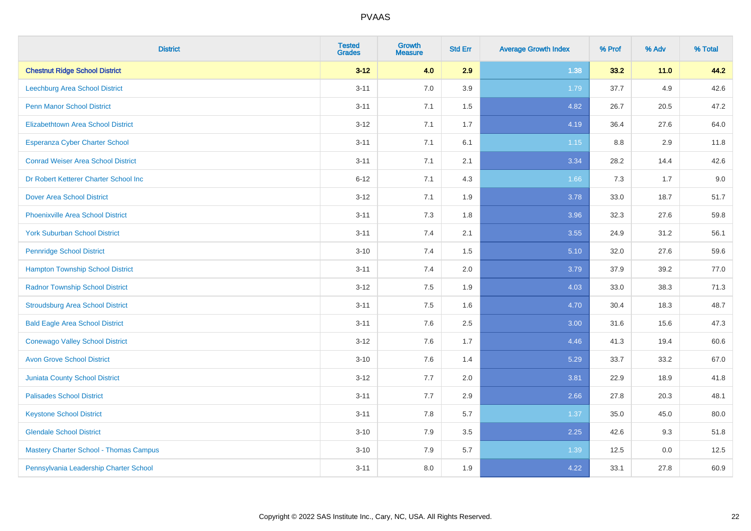# PVAAS

| District | Tested Grades | Growth Measure | Std Err | Average Growth Index | % Prof | % Adv | % Total |
|---|---|---|---|---|---|---|---|
| **Chestnut Ridge School District** | **3-12** | **4.0** | **2.9** | **1.38** | **33.2** | **11.0** | **44.2** |
| Leechburg Area School District | 3-11 | 7.0 | 3.9 | 1.79 | 37.7 | 4.9 | 42.6 |
| Penn Manor School District | 3-11 | 7.1 | 1.5 | 4.82 | 26.7 | 20.5 | 47.2 |
| Elizabethtown Area School District | 3-12 | 7.1 | 1.7 | 4.19 | 36.4 | 27.6 | 64.0 |
| Esperanza Cyber Charter School | 3-11 | 7.1 | 6.1 | 1.15 | 8.8 | 2.9 | 11.8 |
| Conrad Weiser Area School District | 3-11 | 7.1 | 2.1 | 3.34 | 28.2 | 14.4 | 42.6 |
| Dr Robert Ketterer Charter School Inc | 6-12 | 7.1 | 4.3 | 1.66 | 7.3 | 1.7 | 9.0 |
| Dover Area School District | 3-12 | 7.1 | 1.9 | 3.78 | 33.0 | 18.7 | 51.7 |
| Phoenixville Area School District | 3-11 | 7.3 | 1.8 | 3.96 | 32.3 | 27.6 | 59.8 |
| York Suburban School District | 3-11 | 7.4 | 2.1 | 3.55 | 24.9 | 31.2 | 56.1 |
| Pennridge School District | 3-10 | 7.4 | 1.5 | 5.10 | 32.0 | 27.6 | 59.6 |
| Hampton Township School District | 3-11 | 7.4 | 2.0 | 3.79 | 37.9 | 39.2 | 77.0 |
| Radnor Township School District | 3-12 | 7.5 | 1.9 | 4.03 | 33.0 | 38.3 | 71.3 |
| Stroudsburg Area School District | 3-11 | 7.5 | 1.6 | 4.70 | 30.4 | 18.3 | 48.7 |
| Bald Eagle Area School District | 3-11 | 7.6 | 2.5 | 3.00 | 31.6 | 15.6 | 47.3 |
| Conewago Valley School District | 3-12 | 7.6 | 1.7 | 4.46 | 41.3 | 19.4 | 60.6 |
| Avon Grove School District | 3-10 | 7.6 | 1.4 | 5.29 | 33.7 | 33.2 | 67.0 |
| Juniata County School District | 3-12 | 7.7 | 2.0 | 3.81 | 22.9 | 18.9 | 41.8 |
| Palisades School District | 3-11 | 7.7 | 2.9 | 2.66 | 27.8 | 20.3 | 48.1 |
| Keystone School District | 3-11 | 7.8 | 5.7 | 1.37 | 35.0 | 45.0 | 80.0 |
| Glendale School District | 3-10 | 7.9 | 3.5 | 2.25 | 42.6 | 9.3 | 51.8 |
| Mastery Charter School - Thomas Campus | 3-10 | 7.9 | 5.7 | 1.39 | 12.5 | 0.0 | 12.5 |
| Pennsylvania Leadership Charter School | 3-11 | 8.0 | 1.9 | 4.22 | 33.1 | 27.8 | 60.9 |

Copyright © 2022 SAS Institute Inc., Cary, NC, USA. All Rights Reserved.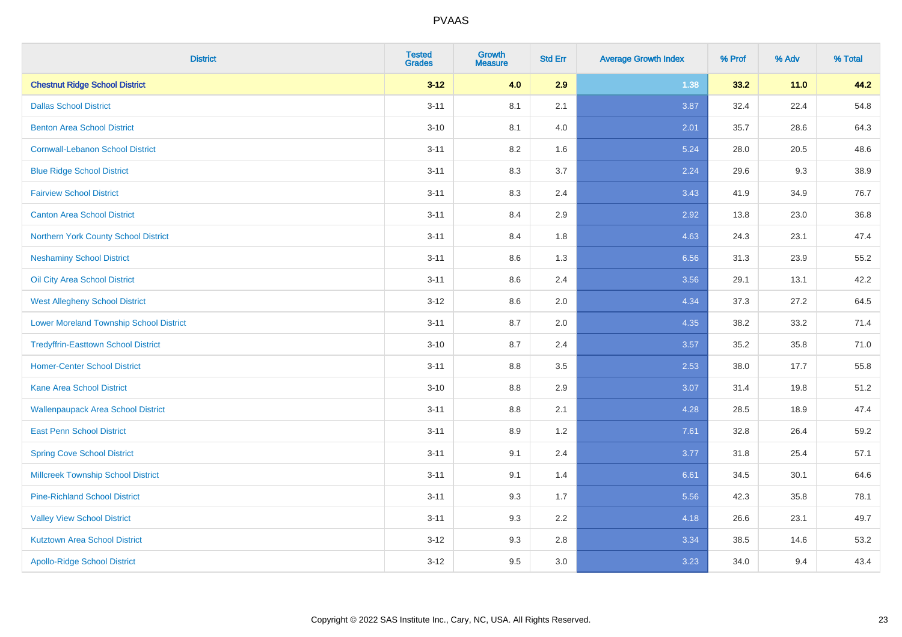# PVAAS

| District | Tested Grades | Growth Measure | Std Err | Average Growth Index | % Prof | % Adv | % Total |
|---|---|---|---|---|---|---|---|
| **Chestnut Ridge School District** | **3-12** | **4.0** | **2.9** | **1.38** | **33.2** | **11.0** | **44.2** |
| Dallas School District | 3-11 | 8.1 | 2.1 | 3.87 | 32.4 | 22.4 | 54.8 |
| Benton Area School District | 3-10 | 8.1 | 4.0 | 2.01 | 35.7 | 28.6 | 64.3 |
| Cornwall-Lebanon School District | 3-11 | 8.2 | 1.6 | 5.24 | 28.0 | 20.5 | 48.6 |
| Blue Ridge School District | 3-11 | 8.3 | 3.7 | 2.24 | 29.6 | 9.3 | 38.9 |
| Fairview School District | 3-11 | 8.3 | 2.4 | 3.43 | 41.9 | 34.9 | 76.7 |
| Canton Area School District | 3-11 | 8.4 | 2.9 | 2.92 | 13.8 | 23.0 | 36.8 |
| Northern York County School District | 3-11 | 8.4 | 1.8 | 4.63 | 24.3 | 23.1 | 47.4 |
| Neshaminy School District | 3-11 | 8.6 | 1.3 | 6.56 | 31.3 | 23.9 | 55.2 |
| Oil City Area School District | 3-11 | 8.6 | 2.4 | 3.56 | 29.1 | 13.1 | 42.2 |
| West Allegheny School District | 3-12 | 8.6 | 2.0 | 4.34 | 37.3 | 27.2 | 64.5 |
| Lower Moreland Township School District | 3-11 | 8.7 | 2.0 | 4.35 | 38.2 | 33.2 | 71.4 |
| Tredyffrin-Easttown School District | 3-10 | 8.7 | 2.4 | 3.57 | 35.2 | 35.8 | 71.0 |
| Homer-Center School District | 3-11 | 8.8 | 3.5 | 2.53 | 38.0 | 17.7 | 55.8 |
| Kane Area School District | 3-10 | 8.8 | 2.9 | 3.07 | 31.4 | 19.8 | 51.2 |
| Wallenpaupack Area School District | 3-11 | 8.8 | 2.1 | 4.28 | 28.5 | 18.9 | 47.4 |
| East Penn School District | 3-11 | 8.9 | 1.2 | 7.61 | 32.8 | 26.4 | 59.2 |
| Spring Cove School District | 3-11 | 9.1 | 2.4 | 3.77 | 31.8 | 25.4 | 57.1 |
| Millcreek Township School District | 3-11 | 9.1 | 1.4 | 6.61 | 34.5 | 30.1 | 64.6 |
| Pine-Richland School District | 3-11 | 9.3 | 1.7 | 5.56 | 42.3 | 35.8 | 78.1 |
| Valley View School District | 3-11 | 9.3 | 2.2 | 4.18 | 26.6 | 23.1 | 49.7 |
| Kutztown Area School District | 3-12 | 9.3 | 2.8 | 3.34 | 38.5 | 14.6 | 53.2 |
| Apollo-Ridge School District | 3-12 | 9.5 | 3.0 | 3.23 | 34.0 | 9.4 | 43.4 |

Copyright © 2022 SAS Institute Inc., Cary, NC, USA. All Rights Reserved.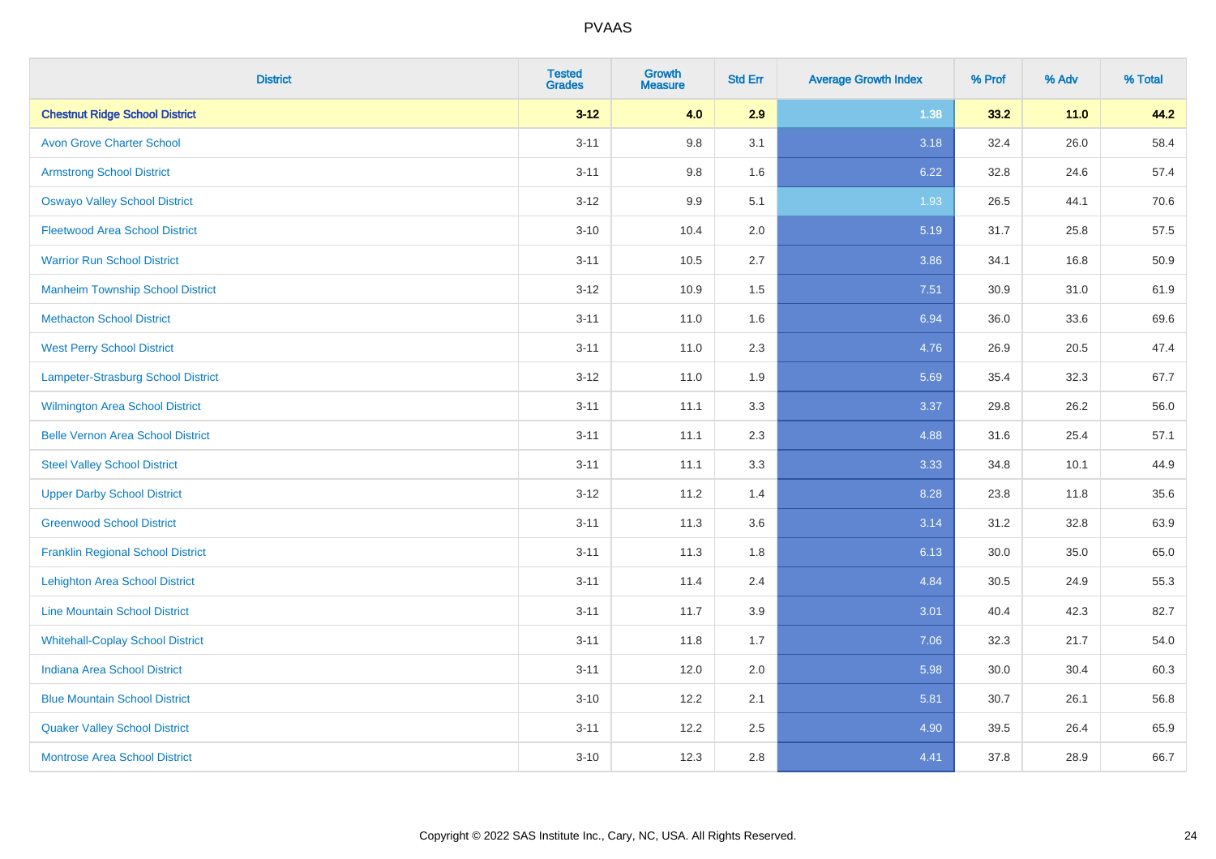# PVAAS

| District | Tested Grades | Growth Measure | Std Err | Average Growth Index | % Prof | % Adv | % Total |
|---|---|---|---|---|---|---|---|
| **Chestnut Ridge School District** | **3-12** | **4.0** | **2.9** | **1.38** | **33.2** | **11.0** | **44.2** |
| Avon Grove Charter School | 3-11 | 9.8 | 3.1 | 3.18 | 32.4 | 26.0 | 58.4 |
| Armstrong School District | 3-11 | 9.8 | 1.6 | 6.22 | 32.8 | 24.6 | 57.4 |
| Oswayo Valley School District | 3-12 | 9.9 | 5.1 | 1.93 | 26.5 | 44.1 | 70.6 |
| Fleetwood Area School District | 3-10 | 10.4 | 2.0 | 5.19 | 31.7 | 25.8 | 57.5 |
| Warrior Run School District | 3-11 | 10.5 | 2.7 | 3.86 | 34.1 | 16.8 | 50.9 |
| Manheim Township School District | 3-12 | 10.9 | 1.5 | 7.51 | 30.9 | 31.0 | 61.9 |
| Methacton School District | 3-11 | 11.0 | 1.6 | 6.94 | 36.0 | 33.6 | 69.6 |
| West Perry School District | 3-11 | 11.0 | 2.3 | 4.76 | 26.9 | 20.5 | 47.4 |
| Lampeter-Strasburg School District | 3-12 | 11.0 | 1.9 | 5.69 | 35.4 | 32.3 | 67.7 |
| Wilmington Area School District | 3-11 | 11.1 | 3.3 | 3.37 | 29.8 | 26.2 | 56.0 |
| Belle Vernon Area School District | 3-11 | 11.1 | 2.3 | 4.88 | 31.6 | 25.4 | 57.1 |
| Steel Valley School District | 3-11 | 11.1 | 3.3 | 3.33 | 34.8 | 10.1 | 44.9 |
| Upper Darby School District | 3-12 | 11.2 | 1.4 | 8.28 | 23.8 | 11.8 | 35.6 |
| Greenwood School District | 3-11 | 11.3 | 3.6 | 3.14 | 31.2 | 32.8 | 63.9 |
| Franklin Regional School District | 3-11 | 11.3 | 1.8 | 6.13 | 30.0 | 35.0 | 65.0 |
| Lehighton Area School District | 3-11 | 11.4 | 2.4 | 4.84 | 30.5 | 24.9 | 55.3 |
| Line Mountain School District | 3-11 | 11.7 | 3.9 | 3.01 | 40.4 | 42.3 | 82.7 |
| Whitehall-Coplay School District | 3-11 | 11.8 | 1.7 | 7.06 | 32.3 | 21.7 | 54.0 |
| Indiana Area School District | 3-11 | 12.0 | 2.0 | 5.98 | 30.0 | 30.4 | 60.3 |
| Blue Mountain School District | 3-10 | 12.2 | 2.1 | 5.81 | 30.7 | 26.1 | 56.8 |
| Quaker Valley School District | 3-11 | 12.2 | 2.5 | 4.90 | 39.5 | 26.4 | 65.9 |
| Montrose Area School District | 3-10 | 12.3 | 2.8 | 4.41 | 37.8 | 28.9 | 66.7 |

Copyright © 2022 SAS Institute Inc., Cary, NC, USA. All Rights Reserved.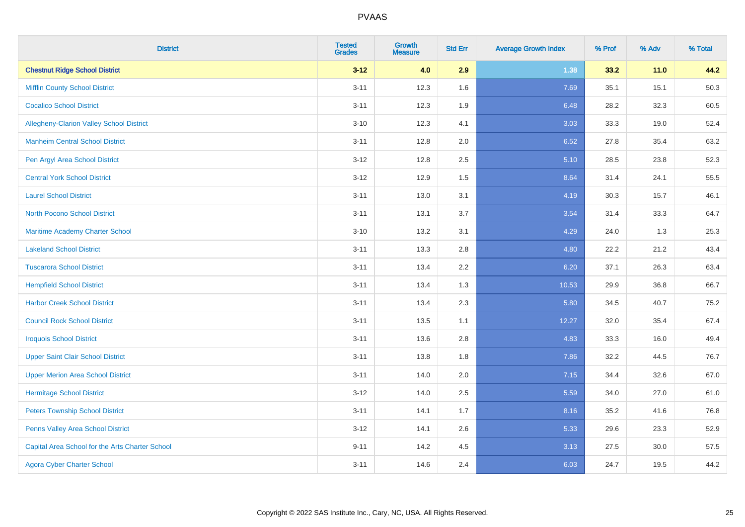# PVAAS

| District | Tested Grades | Growth Measure | Std Err | Average Growth Index | % Prof | % Adv | % Total |
|---|---|---|---|---|---|---|---|
| **Chestnut Ridge School District** | **3-12** | **4.0** | **2.9** | **1.38** | **33.2** | **11.0** | **44.2** |
| Mifflin County School District | 3-11 | 12.3 | 1.6 | 7.69 | 35.1 | 15.1 | 50.3 |
| Cocalico School District | 3-11 | 12.3 | 1.9 | 6.48 | 28.2 | 32.3 | 60.5 |
| Allegheny-Clarion Valley School District | 3-10 | 12.3 | 4.1 | 3.03 | 33.3 | 19.0 | 52.4 |
| Manheim Central School District | 3-11 | 12.8 | 2.0 | 6.52 | 27.8 | 35.4 | 63.2 |
| Pen Argyl Area School District | 3-12 | 12.8 | 2.5 | 5.10 | 28.5 | 23.8 | 52.3 |
| Central York School District | 3-12 | 12.9 | 1.5 | 8.64 | 31.4 | 24.1 | 55.5 |
| Laurel School District | 3-11 | 13.0 | 3.1 | 4.19 | 30.3 | 15.7 | 46.1 |
| North Pocono School District | 3-11 | 13.1 | 3.7 | 3.54 | 31.4 | 33.3 | 64.7 |
| Maritime Academy Charter School | 3-10 | 13.2 | 3.1 | 4.29 | 24.0 | 1.3 | 25.3 |
| Lakeland School District | 3-11 | 13.3 | 2.8 | 4.80 | 22.2 | 21.2 | 43.4 |
| Tuscarora School District | 3-11 | 13.4 | 2.2 | 6.20 | 37.1 | 26.3 | 63.4 |
| Hempfield School District | 3-11 | 13.4 | 1.3 | 10.53 | 29.9 | 36.8 | 66.7 |
| Harbor Creek School District | 3-11 | 13.4 | 2.3 | 5.80 | 34.5 | 40.7 | 75.2 |
| Council Rock School District | 3-11 | 13.5 | 1.1 | 12.27 | 32.0 | 35.4 | 67.4 |
| Iroquois School District | 3-11 | 13.6 | 2.8 | 4.83 | 33.3 | 16.0 | 49.4 |
| Upper Saint Clair School District | 3-11 | 13.8 | 1.8 | 7.86 | 32.2 | 44.5 | 76.7 |
| Upper Merion Area School District | 3-11 | 14.0 | 2.0 | 7.15 | 34.4 | 32.6 | 67.0 |
| Hermitage School District | 3-12 | 14.0 | 2.5 | 5.59 | 34.0 | 27.0 | 61.0 |
| Peters Township School District | 3-11 | 14.1 | 1.7 | 8.16 | 35.2 | 41.6 | 76.8 |
| Penns Valley Area School District | 3-12 | 14.1 | 2.6 | 5.33 | 29.6 | 23.3 | 52.9 |
| Capital Area School for the Arts Charter School | 9-11 | 14.2 | 4.5 | 3.13 | 27.5 | 30.0 | 57.5 |
| Agora Cyber Charter School | 3-11 | 14.6 | 2.4 | 6.03 | 24.7 | 19.5 | 44.2 |

Copyright © 2022 SAS Institute Inc., Cary, NC, USA. All Rights Reserved.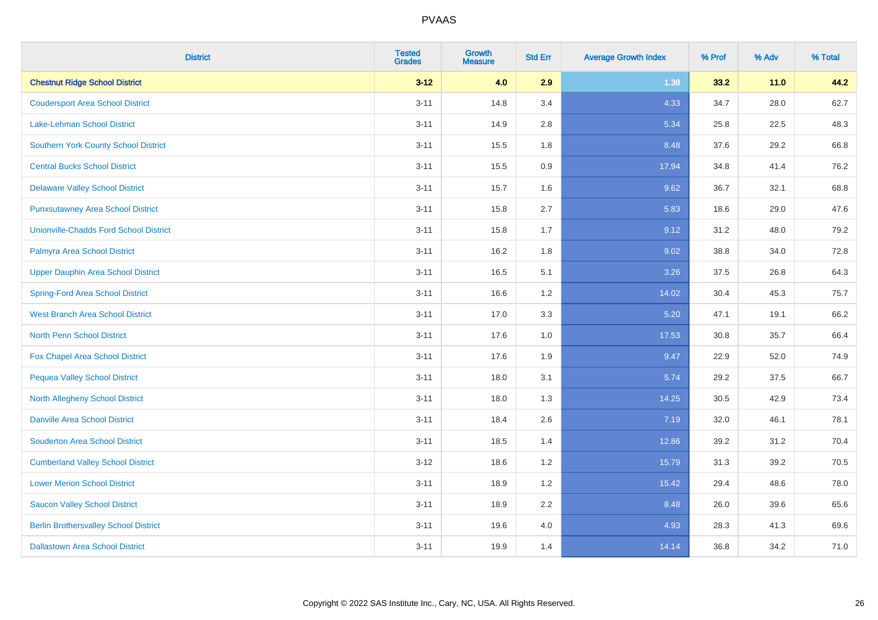# PVAAS

| District | Tested Grades | Growth Measure | Std Err | Average Growth Index | % Prof | % Adv | % Total |
|---|---|---|---|---|---|---|---|
| **Chestnut Ridge School District** | **3-12** | **4.0** | **2.9** | **1.38** | **33.2** | **11.0** | **44.2** |
| Coudersport Area School District | 3-11 | 14.8 | 3.4 | 4.33 | 34.7 | 28.0 | 62.7 |
| Lake-Lehman School District | 3-11 | 14.9 | 2.8 | 5.34 | 25.8 | 22.5 | 48.3 |
| Southern York County School District | 3-11 | 15.5 | 1.8 | 8.48 | 37.6 | 29.2 | 66.8 |
| Central Bucks School District | 3-11 | 15.5 | 0.9 | 17.94 | 34.8 | 41.4 | 76.2 |
| Delaware Valley School District | 3-11 | 15.7 | 1.6 | 9.62 | 36.7 | 32.1 | 68.8 |
| Punxsutawney Area School District | 3-11 | 15.8 | 2.7 | 5.83 | 18.6 | 29.0 | 47.6 |
| Unionville-Chadds Ford School District | 3-11 | 15.8 | 1.7 | 9.12 | 31.2 | 48.0 | 79.2 |
| Palmyra Area School District | 3-11 | 16.2 | 1.8 | 9.02 | 38.8 | 34.0 | 72.8 |
| Upper Dauphin Area School District | 3-11 | 16.5 | 5.1 | 3.26 | 37.5 | 26.8 | 64.3 |
| Spring-Ford Area School District | 3-11 | 16.6 | 1.2 | 14.02 | 30.4 | 45.3 | 75.7 |
| West Branch Area School District | 3-11 | 17.0 | 3.3 | 5.20 | 47.1 | 19.1 | 66.2 |
| North Penn School District | 3-11 | 17.6 | 1.0 | 17.53 | 30.8 | 35.7 | 66.4 |
| Fox Chapel Area School District | 3-11 | 17.6 | 1.9 | 9.47 | 22.9 | 52.0 | 74.9 |
| Pequea Valley School District | 3-11 | 18.0 | 3.1 | 5.74 | 29.2 | 37.5 | 66.7 |
| North Allegheny School District | 3-11 | 18.0 | 1.3 | 14.25 | 30.5 | 42.9 | 73.4 |
| Danville Area School District | 3-11 | 18.4 | 2.6 | 7.19 | 32.0 | 46.1 | 78.1 |
| Souderton Area School District | 3-11 | 18.5 | 1.4 | 12.86 | 39.2 | 31.2 | 70.4 |
| Cumberland Valley School District | 3-12 | 18.6 | 1.2 | 15.79 | 31.3 | 39.2 | 70.5 |
| Lower Merion School District | 3-11 | 18.9 | 1.2 | 15.42 | 29.4 | 48.6 | 78.0 |
| Saucon Valley School District | 3-11 | 18.9 | 2.2 | 8.48 | 26.0 | 39.6 | 65.6 |
| Berlin Brothersvalley School District | 3-11 | 19.6 | 4.0 | 4.93 | 28.3 | 41.3 | 69.6 |
| Dallastown Area School District | 3-11 | 19.9 | 1.4 | 14.14 | 36.8 | 34.2 | 71.0 |

Copyright © 2022 SAS Institute Inc., Cary, NC, USA. All Rights Reserved.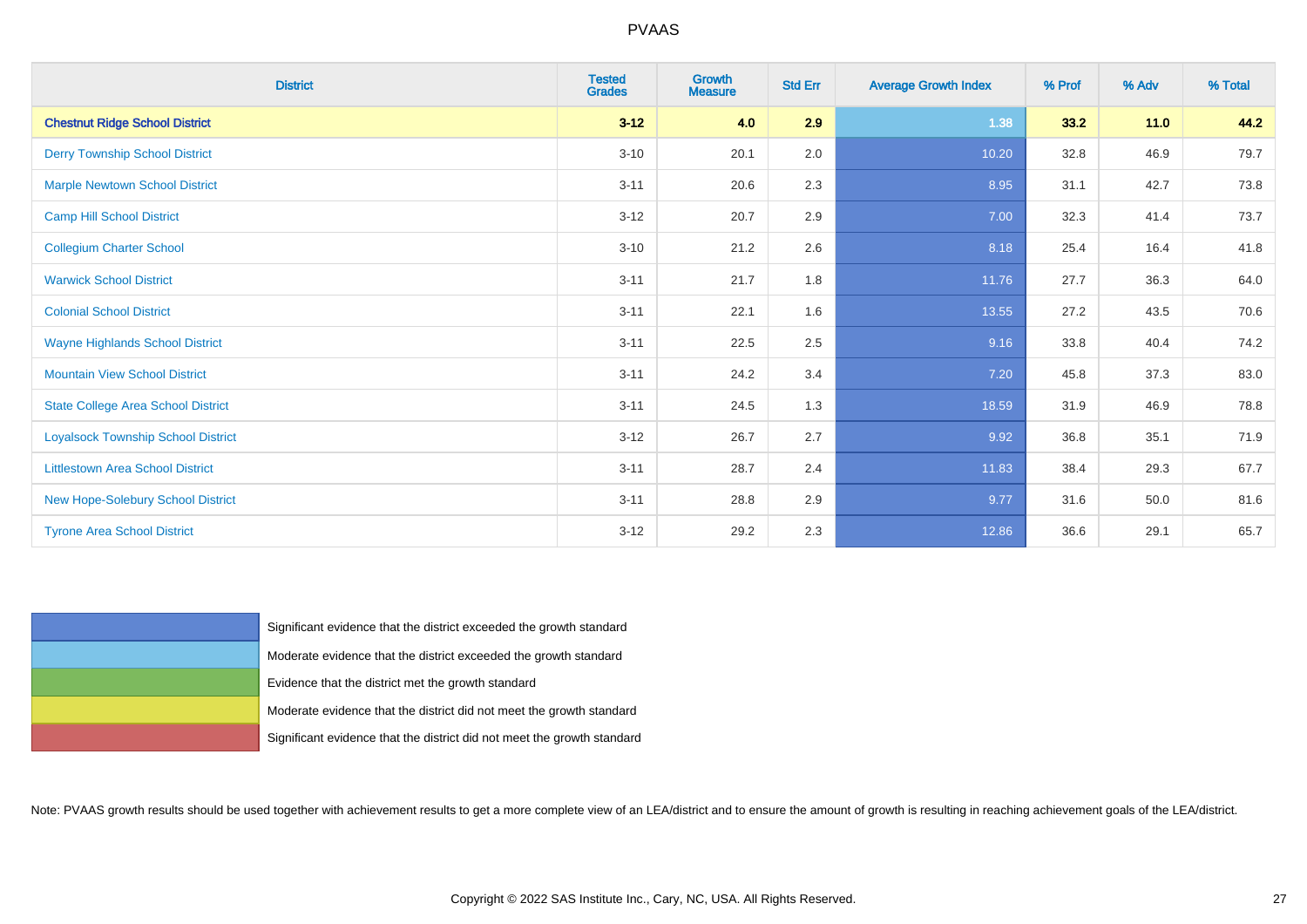PVAAS

| District | Tested Grades | Growth Measure | Std Err | Average Growth Index | % Prof | % Adv | % Total |
|---|---|---|---|---|---|---|---|
| **Chestnut Ridge School District** | **3-12** | **4.0** | **2.9** | **1.38** | **33.2** | **11.0** | **44.2** |
| Derry Township School District | 3-10 | 20.1 | 2.0 | 10.20 | 32.8 | 46.9 | 79.7 |
| Marple Newtown School District | 3-11 | 20.6 | 2.3 | 8.95 | 31.1 | 42.7 | 73.8 |
| Camp Hill School District | 3-12 | 20.7 | 2.9 | 7.00 | 32.3 | 41.4 | 73.7 |
| Collegium Charter School | 3-10 | 21.2 | 2.6 | 8.18 | 25.4 | 16.4 | 41.8 |
| Warwick School District | 3-11 | 21.7 | 1.8 | 11.76 | 27.7 | 36.3 | 64.0 |
| Colonial School District | 3-11 | 22.1 | 1.6 | 13.55 | 27.2 | 43.5 | 70.6 |
| Wayne Highlands School District | 3-11 | 22.5 | 2.5 | 9.16 | 33.8 | 40.4 | 74.2 |
| Mountain View School District | 3-11 | 24.2 | 3.4 | 7.20 | 45.8 | 37.3 | 83.0 |
| State College Area School District | 3-11 | 24.5 | 1.3 | 18.59 | 31.9 | 46.9 | 78.8 |
| Loyalsock Township School District | 3-12 | 26.7 | 2.7 | 9.92 | 36.8 | 35.1 | 71.9 |
| Littlestown Area School District | 3-11 | 28.7 | 2.4 | 11.83 | 38.4 | 29.3 | 67.7 |
| New Hope-Solebury School District | 3-11 | 28.8 | 2.9 | 9.77 | 31.6 | 50.0 | 81.6 |
| Tyrone Area School District | 3-12 | 29.2 | 2.3 | 12.86 | 36.6 | 29.1 | 65.7 |

Significant evidence that the district exceeded the growth standard

Moderate evidence that the district exceeded the growth standard

Evidence that the district met the growth standard

Moderate evidence that the district did not meet the growth standard

Significant evidence that the district did not meet the growth standard

Note: PVAAS growth results should be used together with achievement results to get a more complete view of an LEA/district and to ensure the amount of growth is resulting in reaching achievement goals of the LEA/district.

Copyright © 2022 SAS Institute Inc., Cary, NC, USA. All Rights Reserved.